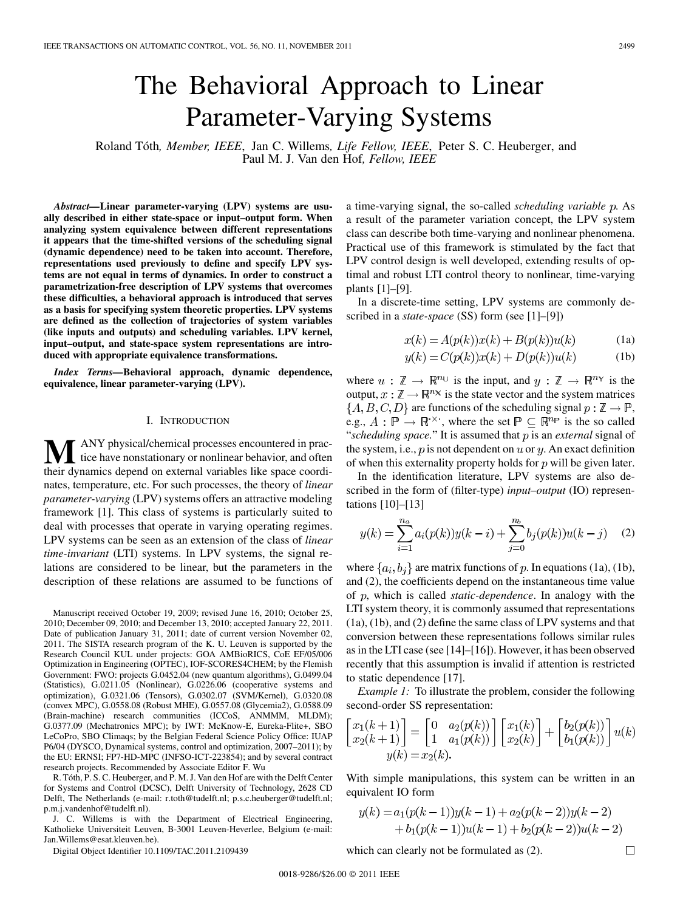# The Behavioral Approach to Linear Parameter-Varying Systems

Roland Tóth, *Member, IEEE*, Jan C. Willems, *Life Fellow, IEEE*, Peter S. C. Heuberger, and Paul M. J. Van den Hof, *Fellow, IEEE*

***Abstract*—Linear parameter-varying (LPV) systems are usually described in either state-space or input–output form. When analyzing system equivalence between different representations it appears that the time-shifted versions of the scheduling signal (dynamic dependence) need to be taken into account. Therefore, representations used previously to define and specify LPV systems are not equal in terms of dynamics. In order to construct a parametrization-free description of LPV systems that overcomes these difficulties, a behavioral approach is introduced that serves as a basis for specifying system theoretic properties. LPV systems are defined as the collection of trajectories of system variables (like inputs and outputs) and scheduling variables. LPV kernel, input–output, and state-space system representations are introduced with appropriate equivalence transformations.**

***Index Terms*—Behavioral approach, dynamic dependence, equivalence, linear parameter-varying (LPV).**

## I. Introduction

Many physical/chemical processes encountered in practice have nonstationary or nonlinear behavior, and often their dynamics depend on external variables like space coordinates, temperature, etc. For such processes, the theory of *linear parameter-varying* (LPV) systems offers an attractive modeling framework [1]. This class of systems is particularly suited to deal with processes that operate in varying operating regimes. LPV systems can be seen as an extension of the class of *linear time-invariant* (LTI) systems. In LPV systems, the signal relations are considered to be linear, but the parameters in the description of these relations are assumed to be functions of a time-varying signal, the so-called *scheduling variable* $p$. As a result of the parameter variation concept, the LPV system class can describe both time-varying and nonlinear phenomena. Practical use of this framework is stimulated by the fact that LPV control design is well developed, extending results of optimal and robust LTI control theory to nonlinear, time-varying plants [1]–[9].

In a discrete-time setting, LPV systems are commonly described in a *state-space* (SS) form (see [1]–[9])

$$x(k) = A(p(k))x(k) + B(p(k))u(k) \tag{1a}$$

$$y(k) = C(p(k))x(k) + D(p(k))u(k) \tag{1b}$$

where $u : \mathbb{Z} \to \mathbb{R}^{n_\mathrm{U}}$ is the input, and $y : \mathbb{Z} \to \mathbb{R}^{n_\mathrm{Y}}$ is the output, $x : \mathbb{Z} \to \mathbb{R}^{n_\mathrm{X}}$ is the state vector and the system matrices $\{A, B, C, D\}$ are functions of the scheduling signal $p : \mathbb{Z} \to \mathbb{P}$, e.g., $A : \mathbb{P} \to \mathbb{R}^{\cdot \times \cdot}$, where the set $\mathbb{P} \subseteq \mathbb{R}^{n_\mathrm{P}}$ is the so called "*scheduling space*." It is assumed that $p$ is an *external* signal of the system, i.e., $p$ is not dependent on $u$ or $y$. An exact definition of when this externality property holds for $p$ will be given later.

In the identification literature, LPV systems are also described in the form of (filter-type) *input–output* (IO) representations [10]–[13]

$$y(k) = \sum_{i=1}^{n_a} a_i(p(k))y(k-i) + \sum_{j=0}^{n_b} b_j(p(k))u(k-j) \tag{2}$$

where $\{a_i, b_j\}$ are matrix functions of $p$. In equations (1a), (1b), and (2), the coefficients depend on the instantaneous time value of $p$, which is called *static-dependence*. In analogy with the LTI system theory, it is commonly assumed that representations (1a), (1b), and (2) define the same class of LPV systems and that conversion between these representations follows similar rules as in the LTI case (see [14]–[16]). However, it has been observed recently that this assumption is invalid if attention is restricted to static dependence [17].

*Example 1:* To illustrate the problem, consider the following second-order SS representation:

$$\begin{bmatrix} x_1(k+1) \\ x_2(k+1) \end{bmatrix} = \begin{bmatrix} 0 & a_2(p(k)) \\ 1 & a_1(p(k)) \end{bmatrix} \begin{bmatrix} x_1(k) \\ x_2(k) \end{bmatrix} + \begin{bmatrix} b_2(p(k)) \\ b_1(p(k)) \end{bmatrix} u(k)$$

$$y(k) = x_2(k).$$

With simple manipulations, this system can be written in an equivalent IO form

$$\begin{aligned} y(k) = {} & a_1(p(k-1))y(k-1) + a_2(p(k-2))y(k-2) \\ & + b_1(p(k-1))u(k-1) + b_2(p(k-2))u(k-2) \end{aligned}$$

which can clearly not be formulated as (2). □

Manuscript received October 19, 2009; revised June 16, 2010; October 25, 2010; December 09, 2010; and December 13, 2010; accepted January 22, 2011. Date of publication January 31, 2011; date of current version November 02, 2011. The SISTA research program of the K. U. Leuven is supported by the Research Council KUL under projects: GOA AMBioRICS, CoE EF/05/006 Optimization in Engineering (OPTEC), IOF-SCORES4CHEM; by the Flemish Government: FWO: projects G.0452.04 (new quantum algorithms), G.0499.04 (Statistics), G.0211.05 (Nonlinear), G.0226.06 (cooperative systems and optimization), G.0321.06 (Tensors), G.0302.07 (SVM/Kernel), G.0320.08 (convex MPC), G.0558.08 (Robust MHE), G.0557.08 (Glycemia2), G.0588.09 (Brain-machine) research communities (ICCoS, ANMMM, MLDM); G.0377.09 (Mechatronics MPC); by IWT: McKnow-E, Eureka-Flite+, SBO LeCoPro, SBO Climaqs; by the Belgian Federal Science Policy Office: IUAP P6/04 (DYSCO, Dynamical systems, control and optimization, 2007–2011); by the EU: ERNSI; FP7-HD-MPC (INFSO-ICT-223854); and by several contract research projects. Recommended by Associate Editor F. Wu

R. Tóth, P. S. C. Heuberger, and P. M. J. Van den Hof are with the Delft Center for Systems and Control (DCSC), Delft University of Technology, 2628 CD Delft, The Netherlands (e-mail: r.toth@tudelft.nl; p.s.c.heuberger@tudelft.nl; p.m.j.vandenhof@tudelft.nl).

J. C. Willems is with the Department of Electrical Engineering, Katholieke Universiteit Leuven, B-3001 Leuven-Heverlee, Belgium (e-mail: Jan.Willems@esat.kleuven.be).

Digital Object Identifier 10.1109/TAC.2011.2109439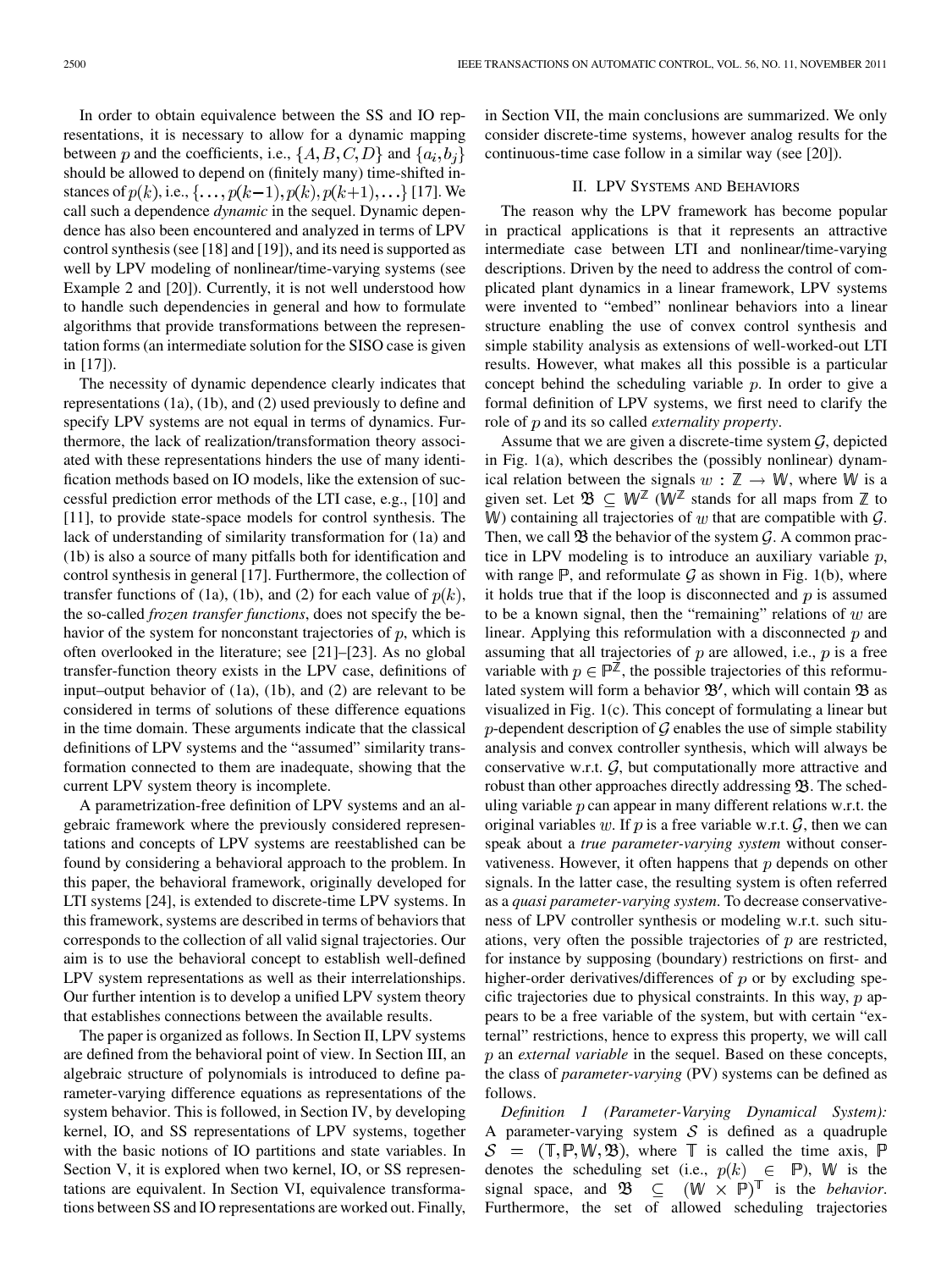In order to obtain equivalence between the SS and IO representations, it is necessary to allow for a dynamic mapping between $p$ and the coefficients, i.e., $\{A, B, C, D\}$ and $\{a_i, b_j\}$ should be allowed to depend on (finitely many) time-shifted instances of $p(k)$, i.e., $\{\ldots, p(k-1), p(k), p(k+1), \ldots\}$ [17]. We call such a dependence *dynamic* in the sequel. Dynamic dependence has also been encountered and analyzed in terms of LPV control synthesis (see [18] and [19]), and its need is supported as well by LPV modeling of nonlinear/time-varying systems (see Example 2 and [20]). Currently, it is not well understood how to handle such dependencies in general and how to formulate algorithms that provide transformations between the representation forms (an intermediate solution for the SISO case is given in [17]).

The necessity of dynamic dependence clearly indicates that representations (1a), (1b), and (2) used previously to define and specify LPV systems are not equal in terms of dynamics. Furthermore, the lack of realization/transformation theory associated with these representations hinders the use of many identification methods based on IO models, like the extension of successful prediction error methods of the LTI case, e.g., [10] and [11], to provide state-space models for control synthesis. The lack of understanding of similarity transformation for (1a) and (1b) is also a source of many pitfalls both for identification and control synthesis in general [17]. Furthermore, the collection of transfer functions of (1a), (1b), and (2) for each value of $p(k)$, the so-called *frozen transfer functions*, does not specify the behavior of the system for nonconstant trajectories of $p$, which is often overlooked in the literature; see [21]–[23]. As no global transfer-function theory exists in the LPV case, definitions of input–output behavior of (1a), (1b), and (2) are relevant to be considered in terms of solutions of these difference equations in the time domain. These arguments indicate that the classical definitions of LPV systems and the "assumed" similarity transformation connected to them are inadequate, showing that the current LPV system theory is incomplete.

A parametrization-free definition of LPV systems and an algebraic framework where the previously considered representations and concepts of LPV systems are reestablished can be found by considering a behavioral approach to the problem. In this paper, the behavioral framework, originally developed for LTI systems [24], is extended to discrete-time LPV systems. In this framework, systems are described in terms of behaviors that corresponds to the collection of all valid signal trajectories. Our aim is to use the behavioral concept to establish well-defined LPV system representations as well as their interrelationships. Our further intention is to develop a unified LPV system theory that establishes connections between the available results.

The paper is organized as follows. In Section II, LPV systems are defined from the behavioral point of view. In Section III, an algebraic structure of polynomials is introduced to define parameter-varying difference equations as representations of the system behavior. This is followed, in Section IV, by developing kernel, IO, and SS representations of LPV systems, together with the basic notions of IO partitions and state variables. In Section V, it is explored when two kernel, IO, or SS representations are equivalent. In Section VI, equivalence transformations between SS and IO representations are worked out. Finally, in Section VII, the main conclusions are summarized. We only consider discrete-time systems, however analog results for the continuous-time case follow in a similar way (see [20]).

## II. LPV Systems and Behaviors

The reason why the LPV framework has become popular in practical applications is that it represents an attractive intermediate case between LTI and nonlinear/time-varying descriptions. Driven by the need to address the control of complicated plant dynamics in a linear framework, LPV systems were invented to "embed" nonlinear behaviors into a linear structure enabling the use of convex control synthesis and simple stability analysis as extensions of well-worked-out LTI results. However, what makes all this possible is a particular concept behind the scheduling variable $p$. In order to give a formal definition of LPV systems, we first need to clarify the role of $p$ and its so called *externality property*.

Assume that we are given a discrete-time system $\mathcal{G}$, depicted in Fig. 1(a), which describes the (possibly nonlinear) dynamical relation between the signals $w : \mathbb{Z} \to \mathbb{W}$, where $\mathbb{W}$ is a given set. Let $\mathfrak{B} \subseteq \mathbb{W}^{\mathbb{Z}}$ ($\mathbb{W}^{\mathbb{Z}}$ stands for all maps from $\mathbb{Z}$ to $\mathbb{W}$) containing all trajectories of $w$ that are compatible with $\mathcal{G}$. Then, we call $\mathfrak{B}$ the behavior of the system $\mathcal{G}$. A common practice in LPV modeling is to introduce an auxiliary variable $p$, with range $\mathbb{P}$, and reformulate $\mathcal{G}$ as shown in Fig. 1(b), where it holds true that if the loop is disconnected and $p$ is assumed to be a known signal, then the "remaining" relations of $w$ are linear. Applying this reformulation with a disconnected $p$ and assuming that all trajectories of $p$ are allowed, i.e., $p$ is a free variable with $p \in \mathbb{P}^{\mathbb{Z}}$, the possible trajectories of this reformulated system will form a behavior $\mathfrak{B}'$, which will contain $\mathfrak{B}$ as visualized in Fig. 1(c). This concept of formulating a linear but $p$-dependent description of $\mathcal{G}$ enables the use of simple stability analysis and convex controller synthesis, which will always be conservative w.r.t. $\mathcal{G}$, but computationally more attractive and robust than other approaches directly addressing $\mathfrak{B}$. The scheduling variable $p$ can appear in many different relations w.r.t. the original variables $w$. If $p$ is a free variable w.r.t. $\mathcal{G}$, then we can speak about a *true parameter-varying system* without conservativeness. However, it often happens that $p$ depends on other signals. In the latter case, the resulting system is often referred as a *quasi parameter-varying system*. To decrease conservativeness of LPV controller synthesis or modeling w.r.t. such situations, very often the possible trajectories of $p$ are restricted, for instance by supposing (boundary) restrictions on first- and higher-order derivatives/differences of $p$ or by excluding specific trajectories due to physical constraints. In this way, $p$ appears to be a free variable of the system, but with certain "external" restrictions, hence to express this property, we will call $p$ an *external variable* in the sequel. Based on these concepts, the class of *parameter-varying* (PV) systems can be defined as follows.

*Definition 1 (Parameter-Varying Dynamical System):* A parameter-varying system $\mathcal{S}$ is defined as a quadruple $\mathcal{S} = (\mathbb{T}, \mathbb{P}, \mathbb{W}, \mathfrak{B})$, where $\mathbb{T}$ is called the time axis, $\mathbb{P}$ denotes the scheduling set (i.e., $p(k) \in \mathbb{P}$), $\mathbb{W}$ is the signal space, and $\mathfrak{B} \subseteq (\mathbb{W} \times \mathbb{P})^{\mathbb{T}}$ is the *behavior*. Furthermore, the set of allowed scheduling trajectories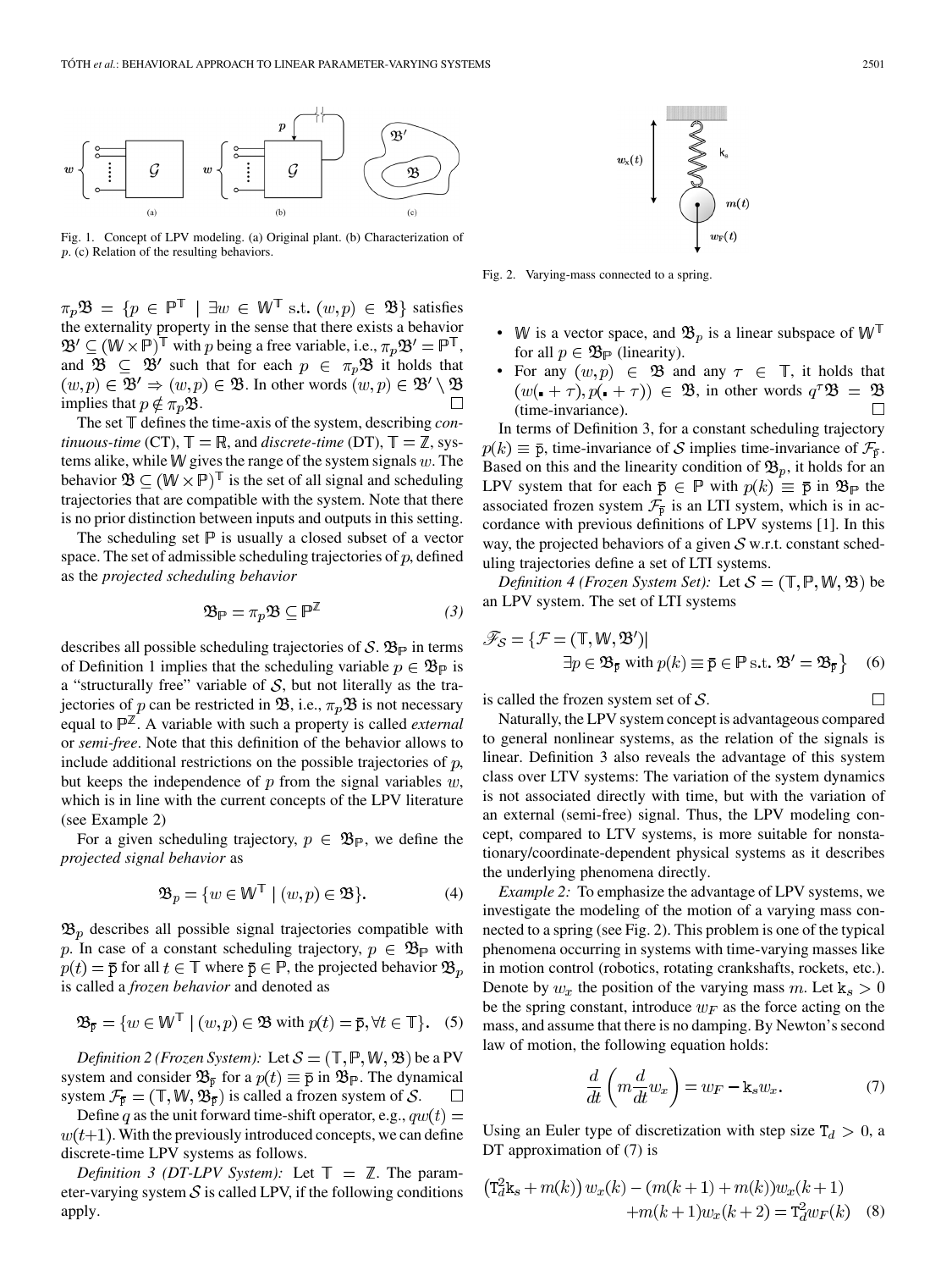Fig. 1. Concept of LPV modeling. (a) Original plant. (b) Characterization of $p$. (c) Relation of the resulting behaviors.

$\pi_p \mathfrak{B} = \{p \in \mathbb{P}^{\mathbb{T}} \mid \exists w \in \mathbb{W}^{\mathbb{T}} \text{ s.t. } (w,p) \in \mathfrak{B}\}$ satisfies the externality property in the sense that there exists a behavior $\mathfrak{B}' \subseteq (\mathbb{W} \times \mathbb{P})^{\mathbb{T}}$ with $p$ being a free variable, i.e., $\pi_p \mathfrak{B}' = \mathbb{P}^{\mathbb{T}}$, and $\mathfrak{B} \subseteq \mathfrak{B}'$ such that for each $p \in \pi_p \mathfrak{B}$ it holds that $(w,p) \in \mathfrak{B}' \Rightarrow (w,p) \in \mathfrak{B}$. In other words $(w,p) \in \mathfrak{B}' \setminus \mathfrak{B}$ implies that $p \notin \pi_p \mathfrak{B}$. □

The set $\mathbb{T}$ defines the time-axis of the system, describing *continuous-time* (CT), $\mathbb{T} = \mathbb{R}$, and *discrete-time* (DT), $\mathbb{T} = \mathbb{Z}$, systems alike, while $\mathbb{W}$ gives the range of the system signals $w$. The behavior $\mathfrak{B} \subseteq (\mathbb{W} \times \mathbb{P})^{\mathbb{T}}$ is the set of all signal and scheduling trajectories that are compatible with the system. Note that there is no prior distinction between inputs and outputs in this setting.

The scheduling set $\mathbb{P}$ is usually a closed subset of a vector space. The set of admissible scheduling trajectories of $p$, defined as the *projected scheduling behavior*

$$\mathfrak{B}_{\mathbb{P}} = \pi_p \mathfrak{B} \subseteq \mathbb{P}^{\mathbb{Z}} \tag{3}$$

describes all possible scheduling trajectories of $\mathcal{S}$. $\mathfrak{B}_{\mathbb{P}}$ in terms of Definition 1 implies that the scheduling variable $p \in \mathfrak{B}_{\mathbb{P}}$ is a "structurally free" variable of $\mathcal{S}$, but not literally as the trajectories of $p$ can be restricted in $\mathfrak{B}$, i.e., $\pi_p \mathfrak{B}$ is not necessary equal to $\mathbb{P}^{\mathbb{Z}}$. A variable with such a property is called *external* or *semi-free*. Note that this definition of the behavior allows to include additional restrictions on the possible trajectories of $p$, but keeps the independence of $p$ from the signal variables $w$, which is in line with the current concepts of the LPV literature (see Example 2)

For a given scheduling trajectory, $p \in \mathfrak{B}_{\mathbb{P}}$, we define the *projected signal behavior* as

$$\mathfrak{B}_p = \{w \in \mathbb{W}^{\mathbb{T}} \mid (w,p) \in \mathfrak{B}\}. \tag{4}$$

$\mathfrak{B}_p$ describes all possible signal trajectories compatible with $p$. In case of a constant scheduling trajectory, $p \in \mathfrak{B}_{\mathbb{P}}$ with $p(t) = \bar{\mathrm{p}}$ for all $t \in \mathbb{T}$ where $\bar{\mathrm{p}} \in \mathbb{P}$, the projected behavior $\mathfrak{B}_p$ is called a *frozen behavior* and denoted as

$$\mathfrak{B}_{\bar{\mathrm{p}}} = \{w \in \mathbb{W}^{\mathbb{T}} \mid (w,p) \in \mathfrak{B} \text{ with } p(t) = \bar{\mathrm{p}}, \forall t \in \mathbb{T}\}. \tag{5}$$

*Definition 2 (Frozen System):* Let $\mathcal{S} = (\mathbb{T}, \mathbb{P}, \mathbb{W}, \mathfrak{B})$ be a PV system and consider $\mathfrak{B}_{\bar{\mathrm{p}}}$ for a $p(t) \equiv \bar{\mathrm{p}}$ in $\mathfrak{B}_{\mathbb{P}}$. The dynamical system $\mathcal{F}_{\bar{\mathrm{p}}} = (\mathbb{T}, \mathbb{W}, \mathfrak{B}_{\bar{\mathrm{p}}})$ is called a frozen system of $\mathcal{S}$. □

Define $q$ as the unit forward time-shift operator, e.g., $qw(t) = w(t+1)$. With the previously introduced concepts, we can define discrete-time LPV systems as follows.

*Definition 3 (DT-LPV System):* Let $\mathbb{T} = \mathbb{Z}$. The parameter-varying system $\mathcal{S}$ is called LPV, if the following conditions apply.

Fig. 2. Varying-mass connected to a spring.

- $\mathbb{W}$ is a vector space, and $\mathfrak{B}_p$ is a linear subspace of $\mathbb{W}^{\mathbb{T}}$ for all $p \in \mathfrak{B}_{\mathbb{P}}$ (linearity).
- For any $(w,p) \in \mathfrak{B}$ and any $\tau \in \mathbb{T}$, it holds that $(w(\cdot + \tau), p(\cdot + \tau)) \in \mathfrak{B}$, in other words $q^{\tau}\mathfrak{B} = \mathfrak{B}$ (time-invariance). □

In terms of Definition 3, for a constant scheduling trajectory $p(k) \equiv \bar{\mathrm{p}}$, time-invariance of $\mathcal{S}$ implies time-invariance of $\mathcal{F}_{\bar{\mathrm{p}}}$. Based on this and the linearity condition of $\mathfrak{B}_p$, it holds for an LPV system that for each $\bar{\mathrm{p}} \in \mathbb{P}$ with $p(k) \equiv \bar{\mathrm{p}}$ in $\mathfrak{B}_{\mathbb{P}}$ the associated frozen system $\mathcal{F}_{\bar{\mathrm{p}}}$ is an LTI system, which is in accordance with previous definitions of LPV systems [1]. In this way, the projected behaviors of a given $\mathcal{S}$ w.r.t. constant scheduling trajectories define a set of LTI systems.

*Definition 4 (Frozen System Set):* Let $\mathcal{S} = (\mathbb{T}, \mathbb{P}, \mathbb{W}, \mathfrak{B})$ be an LPV system. The set of LTI systems

$$\mathscr{F}_{\mathcal{S}} = \{\mathcal{F} = (\mathbb{T}, \mathbb{W}, \mathfrak{B}') \mid \exists p \in \mathfrak{B}_{\mathbb{P}} \text{ with } p(k) \equiv \bar{\mathrm{p}} \in \mathbb{P} \text{ s.t. } \mathfrak{B}' = \mathfrak{B}_{\bar{\mathrm{p}}}\} \tag{6}$$

is called the frozen system set of $\mathcal{S}$. □

Naturally, the LPV system concept is advantageous compared to general nonlinear systems, as the relation of the signals is linear. Definition 3 also reveals the advantage of this system class over LTV systems: The variation of the system dynamics is not associated directly with time, but with the variation of an external (semi-free) signal. Thus, the LPV modeling concept, compared to LTV systems, is more suitable for nonstationary/coordinate-dependent physical systems as it describes the underlying phenomena directly.

*Example 2:* To emphasize the advantage of LPV systems, we investigate the modeling of the motion of a varying mass connected to a spring (see Fig. 2). This problem is one of the typical phenomena occurring in systems with time-varying masses like in motion control (robotics, rotating crankshafts, rockets, etc.). Denote by $w_x$ the position of the varying mass $m$. Let $\mathrm{k_s} > 0$ be the spring constant, introduce $w_F$ as the force acting on the mass, and assume that there is no damping. By Newton's second law of motion, the following equation holds:

$$\frac{d}{dt}\left(m \frac{d}{dt} w_x\right) = w_F - \mathrm{k_s} w_x. \tag{7}$$

Using an Euler type of discretization with step size $\mathrm{T}_d > 0$, a DT approximation of (7) is

$$\begin{aligned}\left(\mathrm{T}_d^2 \mathrm{k_s} + m(k)\right) w_x(k) - (m(k+1) + m(k)) w_x(k+1) \\ + m(k+1) w_x(k+2) = \mathrm{T}_d^2 w_F(k)\end{aligned} \tag{8}$$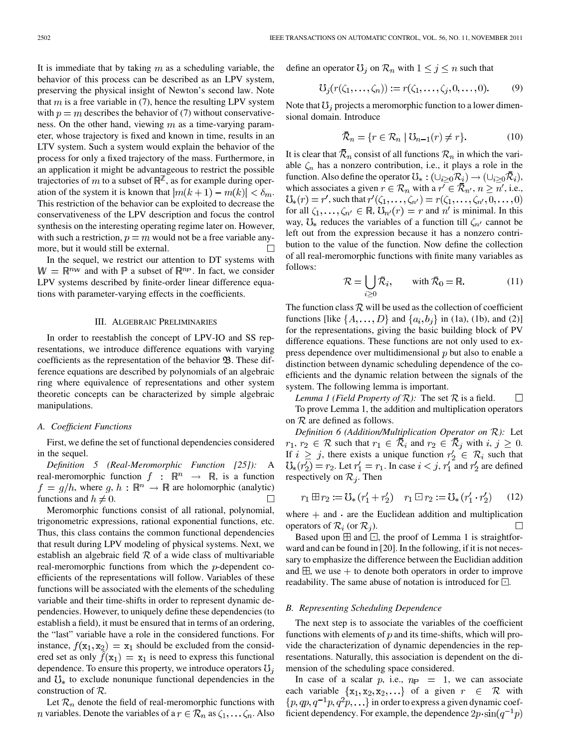It is immediate that by taking $m$ as a scheduling variable, the behavior of this process can be described as an LPV system, preserving the physical insight of Newton's second law. Note that $m$ is a free variable in (7), hence the resulting LPV system with $p = m$ describes the behavior of (7) without conservativeness. On the other hand, viewing $m$ as a time-varying parameter, whose trajectory is fixed and known in time, results in an LTV system. Such a system would explain the behavior of the process for only a fixed trajectory of the mass. Furthermore, in an application it might be advantageous to restrict the possible trajectories of $m$ to a subset of $\mathbb{R}^{\mathbb{Z}}$, as for example during operation of the system it is known that $|m(k+1) - m(k)| < \delta_m$. This restriction of the behavior can be exploited to decrease the conservativeness of the LPV description and focus the control synthesis on the interesting operating regime later on. However, with such a restriction, $p = m$ would not be a free variable anymore, but it would still be external. □

In the sequel, we restrict our attention to DT systems with $\mathbb{W} = \mathbb{R}^{n_\mathbb{W}}$ and with $\mathbb{P}$ a subset of $\mathbb{R}^{n_\mathbb{P}}$. In fact, we consider LPV systems described by finite-order linear difference equations with parameter-varying effects in the coefficients.

## III. Algebraic Preliminaries

In order to reestablish the concept of LPV-IO and SS representations, we introduce difference equations with varying coefficients as the representation of the behavior $\mathfrak{B}$. These difference equations are described by polynomials of an algebraic ring where equivalence of representations and other system theoretic concepts can be characterized by simple algebraic manipulations.

### A. Coefficient Functions

First, we define the set of functional dependencies considered in the sequel.

*Definition 5 (Real-Meromorphic Function [25]):* A real-meromorphic function $f : \mathbb{R}^n \to \mathbb{R}$, is a function $f = g/h$, where $g, h : \mathbb{R}^n \to \mathbb{R}$ are holomorphic (analytic) functions and $h \neq 0$. □

Meromorphic functions consist of all rational, polynomial, trigonometric expressions, rational exponential functions, etc. Thus, this class contains the common functional dependencies that result during LPV modeling of physical systems. Next, we establish an algebraic field $\mathcal{R}$ of a wide class of multivariable real-meromorphic functions from which the $p$-dependent coefficients of the representations will follow. Variables of these functions will be associated with the elements of the scheduling variable and their time-shifts in order to represent dynamic dependencies. However, to uniquely define these dependencies (to establish a field), it must be ensured that in terms of an ordering, the "last" variable have a role in the considered functions. For instance, $f(\mathtt{x}_1, \mathtt{x}_2) = \mathtt{x}_1$ should be excluded from the considered set as only $\hat{f}(\mathtt{x}_1) = \mathtt{x}_1$ is need to express this functional dependence. To ensure this property, we introduce operators $\mho_j$ and $\mho_*$ to exclude nonunique functional dependencies in the construction of $\mathcal{R}$.

Let $\mathcal{R}_n$ denote the field of real-meromorphic functions with $n$ variables. Denote the variables of a $r \in \mathcal{R}_n$ as $\zeta_1, \ldots \zeta_n$. Also define an operator $\mho_j$ on $\mathcal{R}_n$ with $1 \leq j \leq n$ such that

$$\mho_j(r(\zeta_1, \ldots, \zeta_n)) := r(\zeta_1, \ldots, \zeta_j, 0, \ldots, 0). \tag{9}$$

Note that $\mho_j$ projects a meromorphic function to a lower dimensional domain. Introduce

$$\bar{\mathcal{R}}_n = \{r \in \mathcal{R}_n \mid \mho_{n-1}(r) \neq r\}. \tag{10}$$

It is clear that $\bar{\mathcal{R}}_n$ consist of all functions $\mathcal{R}_n$ in which the variable $\zeta_n$ has a nonzero contribution, i.e., it plays a role in the function. Also define the operator $\mho_* : (\cup_{i \geq 0} \mathcal{R}_i) \to (\cup_{i \geq 0} \bar{\mathcal{R}}_i)$, which associates a given $r \in \mathcal{R}_n$ with a $r' \in \bar{\mathcal{R}}_{n'}$, $n \geq n'$, i.e., $\mho_*(r) = r'$, such that $r'(\zeta_1, \ldots, \zeta_{n'}) = r(\zeta_1, \ldots, \zeta_{n'}, 0, \ldots, 0)$ for all $\zeta_1, \ldots, \zeta_{n'} \in \mathbb{R}$, $\mho_{n'}(r) = r$ and $n'$ is minimal. In this way, $\mho_*$ reduces the variables of a function till $\zeta_{n'}$ cannot be left out from the expression because it has a nonzero contribution to the value of the function. Now define the collection of all real-meromorphic functions with finite many variables as follows:

$$\mathcal{R} = \bigcup_{i \geq 0} \bar{\mathcal{R}}_i, \qquad \text{with } \bar{\mathcal{R}}_0 = \mathbb{R}. \tag{11}$$

The function class $\mathcal{R}$ will be used as the collection of coefficient functions [like $\{A, \ldots, D\}$ and $\{a_i, b_j\}$ in (1a), (1b), and (2)] for the representations, giving the basic building block of PV difference equations. These functions are not only used to express dependence over multidimensional $p$ but also to enable a distinction between dynamic scheduling dependence of the coefficients and the dynamic relation between the signals of the system. The following lemma is important.

*Lemma 1 (Field Property of $\mathcal{R}$):* The set $\mathcal{R}$ is a field. □

To prove Lemma 1, the addition and multiplication operators on $\mathcal{R}$ are defined as follows.

*Definition 6 (Addition/Multiplication Operator on $\mathcal{R}$):* Let $r_1, r_2 \in \mathcal{R}$ such that $r_1 \in \bar{\mathcal{R}}_i$ and $r_2 \in \bar{\mathcal{R}}_j$ with $i, j \geq 0$. If $i \geq j$, there exists a unique function $r_2' \in \mathcal{R}_i$ such that $\mho_*(r_2') = r_2$. Let $r_1' = r_1$. In case $i < j$, $r_1'$ and $r_2'$ are defined respectively on $\mathcal{R}_j$. Then

$$r_1 \boxplus r_2 := \mho_*(r_1' + r_2') \quad r_1 \boxdot r_2 := \mho_*(r_1' \cdot r_2') \tag{12}$$

where $+$ and $\cdot$ are the Euclidean addition and multiplication operators of $\mathcal{R}_i$ (or $\mathcal{R}_j$). □

Based upon $\boxplus$ and $\boxdot$, the proof of Lemma 1 is straightforward and can be found in [20]. In the following, if it is not necessary to emphasize the difference between the Euclidian addition and $\boxplus$, we use $+$ to denote both operators in order to improve readability. The same abuse of notation is introduced for $\boxdot$.

### B. Representing Scheduling Dependence

The next step is to associate the variables of the coefficient functions with elements of $p$ and its time-shifts, which will provide the characterization of dynamic dependencies in the representations. Naturally, this association is dependent on the dimension of the scheduling space considered.

In case of a scalar $p$, i.e., $n_\mathbb{P} = 1$, we can associate each variable $\{\mathtt{x}_1, \mathtt{x}_2, \mathtt{x}_2, \ldots\}$ of a given $r \in \mathcal{R}$ with $\{p, qp, q^{-1}p, q^2 p, \ldots\}$ in order to express a given dynamic coefficient dependency. For example, the dependence $2p \cdot \sin(q^{-1}p)$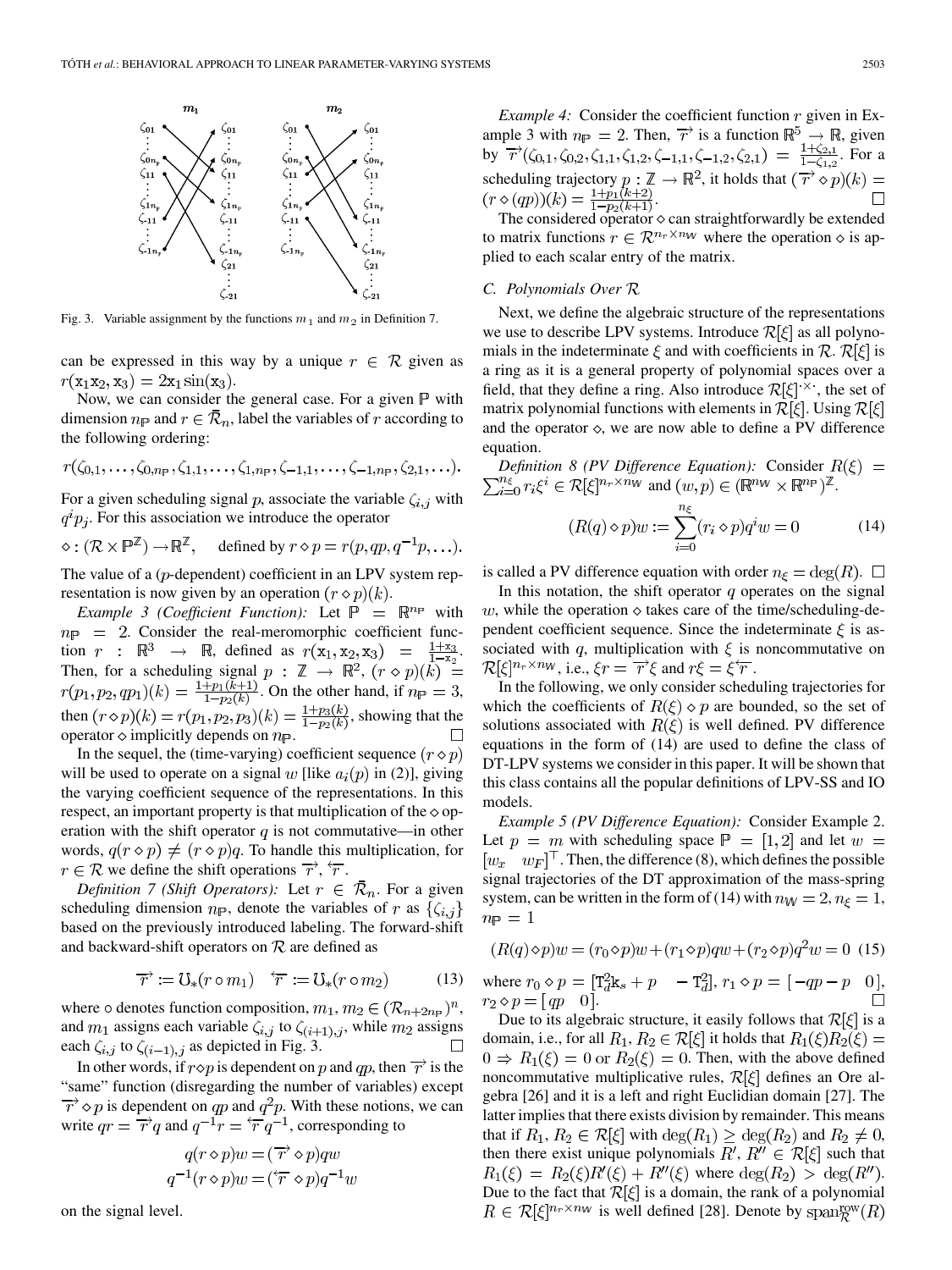Fig. 3. Variable assignment by the functions $m_1$ and $m_2$ in Definition 7.

can be expressed in this way by a unique $r \in \mathcal{R}$ given as $r(\mathtt{x}_1\mathtt{x}_2, \mathtt{x}_3) = 2\mathtt{x}_1 \sin(\mathtt{x}_3)$.

Now, we can consider the general case. For a given $\mathbb{P}$ with dimension $n_\mathbb{P}$ and $r \in \bar{\mathcal{R}}_n$, label the variables of $r$ according to the following ordering:

$$r(\zeta_{0,1}, \ldots, \zeta_{0,n_\mathbb{P}}, \zeta_{1,1}, \ldots, \zeta_{1,n_\mathbb{P}}, \zeta_{-1,1}, \ldots, \zeta_{-1,n_\mathbb{P}}, \zeta_{2,1}, \ldots).$$

For a given scheduling signal $p$, associate the variable $\zeta_{i,j}$ with $q^i p_j$. For this association we introduce the operator

$$\diamond : (\mathcal{R} \times \mathbb{P}^\mathbb{Z}) \to \mathbb{R}^\mathbb{Z}, \quad \text{defined by } r \diamond p = r(p, qp, q^{-1}p, \ldots).$$

The value of a ($p$-dependent) coefficient in an LPV system representation is now given by an operation $(r \diamond p)(k)$.

*Example 3 (Coefficient Function):* Let $\mathbb{P} = \mathbb{R}^{n_\mathbb{P}}$ with $n_\mathbb{P} = 2$. Consider the real-meromorphic coefficient function $r : \mathbb{R}^3 \to \mathbb{R}$, defined as $r(\mathtt{x}_1, \mathtt{x}_2, \mathtt{x}_3) = \frac{1+\mathtt{x}_3}{1-\mathtt{x}_2}$. Then, for a scheduling signal $p : \mathbb{Z} \to \mathbb{R}^2$, $(r \diamond p)(k) = r(p_1, p_2, qp_1)(k) = \frac{1+p_1(k+1)}{1-p_2(k)}$. On the other hand, if $n_\mathbb{P} = 3$, then $(r \diamond p)(k) = r(p_1, p_2, p_3)(k) = \frac{1+p_3(k)}{1-p_2(k)}$, showing that the operator $\diamond$ implicitly depends on $n_\mathbb{P}$. □

In the sequel, the (time-varying) coefficient sequence $(r \diamond p)$ will be used to operate on a signal $w$ [like $a_i(p)$ in (2)], giving the varying coefficient sequence of the representations. In this respect, an important property is that multiplication of the $\diamond$ operation with the shift operator $q$ is not commutative—in other words, $q(r \diamond p) \neq (r \diamond p)q$. To handle this multiplication, for $r \in \mathcal{R}$ we define the shift operations $\overrightarrow{r}, \overleftarrow{r}$.

*Definition 7 (Shift Operators):* Let $r \in \bar{\mathcal{R}}_n$. For a given scheduling dimension $n_\mathbb{P}$, denote the variables of $r$ as $\{\zeta_{i,j}\}$ based on the previously introduced labeling. The forward-shift and backward-shift operators on $\mathcal{R}$ are defined as

$$\overrightarrow{r} := \mho_*(r \circ m_1) \quad \overleftarrow{r} := \mho_*(r \circ m_2) \tag{13}$$

where $\circ$ denotes function composition, $m_1, m_2 \in (\mathcal{R}_{n+2n_\mathbb{P}})^n$, and $m_1$ assigns each variable $\zeta_{i,j}$ to $\zeta_{(i+1),j}$, while $m_2$ assigns each $\zeta_{i,j}$ to $\zeta_{(i-1),j}$ as depicted in Fig. 3. □

In other words, if $r \diamond p$ is dependent on $p$ and $qp$, then $\overrightarrow{r}$ is the "same" function (disregarding the number of variables) except $\overrightarrow{r} \diamond p$ is dependent on $qp$ and $q^2 p$. With these notions, we can write $qr = \overrightarrow{r} q$ and $q^{-1} r = \overleftarrow{r} q^{-1}$, corresponding to

$$q(r \diamond p)w = (\overrightarrow{r} \diamond p)qw$$
$$q^{-1}(r \diamond p)w = (\overleftarrow{r} \diamond p)q^{-1}w$$

on the signal level.

*Example 4:* Consider the coefficient function $r$ given in Example 3 with $n_\mathbb{P} = 2$. Then, $\overrightarrow{r}$ is a function $\mathbb{R}^5 \to \mathbb{R}$, given by $\overrightarrow{r}(\zeta_{0,1}, \zeta_{0,2}, \zeta_{1,1}, \zeta_{1,2}, \zeta_{-1,1}, \zeta_{-1,2}, \zeta_{2,1}) = \frac{1+\zeta_{2,1}}{1-\zeta_{1,2}}$. For a scheduling trajectory $p : \mathbb{Z} \to \mathbb{R}^2$, it holds that $(\overrightarrow{r} \diamond p)(k) = (r \diamond (qp))(k) = \frac{1+p_1(k+2)}{1-p_2(k+1)}$. □

The considered operator $\diamond$ can straightforwardly be extended to matrix functions $r \in \mathcal{R}^{n_r \times n_\mathbb{W}}$ where the operation $\diamond$ is applied to each scalar entry of the matrix.

### C. Polynomials Over $\mathcal{R}$

Next, we define the algebraic structure of the representations we use to describe LPV systems. Introduce $\mathcal{R}[\xi]$ as all polynomials in the indeterminate $\xi$ and with coefficients in $\mathcal{R}$. $\mathcal{R}[\xi]$ is a ring as it is a general property of polynomial spaces over a field, that they define a ring. Also introduce $\mathcal{R}[\xi]^{\cdot \times \cdot}$, the set of matrix polynomial functions with elements in $\mathcal{R}[\xi]$. Using $\mathcal{R}[\xi]$ and the operator $\diamond$, we are now able to define a PV difference equation.

*Definition 8 (PV Difference Equation):* Consider $R(\xi) = \sum_{i=0}^{n_\xi} r_i \xi^i \in \mathcal{R}[\xi]^{n_r \times n_\mathbb{W}}$ and $(w, p) \in (\mathbb{R}^{n_\mathbb{W}} \times \mathbb{R}^{n_\mathbb{P}})^\mathbb{Z}$.

$$(R(q) \diamond p)w := \sum_{i=0}^{n_\xi} (r_i \diamond p) q^i w = 0 \tag{14}$$

is called a PV difference equation with order $n_\xi = \deg(R)$. □

In this notation, the shift operator $q$ operates on the signal $w$, while the operation $\diamond$ takes care of the time/scheduling-dependent coefficient sequence. Since the indeterminate $\xi$ is associated with $q$, multiplication with $\xi$ is noncommutative on $\mathcal{R}[\xi]^{n_r \times n_\mathbb{W}}$, i.e., $\xi r = \overrightarrow{r} \xi$ and $r \xi = \xi \overleftarrow{r}$.

In the following, we only consider scheduling trajectories for which the coefficients of $R(\xi) \diamond p$ are bounded, so the set of solutions associated with $R(\xi)$ is well defined. PV difference equations in the form of (14) are used to define the class of DT-LPV systems we consider in this paper. It will be shown that this class contains all the popular definitions of LPV-SS and IO models.

*Example 5 (PV Difference Equation):* Consider Example 2. Let $p = m$ with scheduling space $\mathbb{P} = [1, 2]$ and let $w = [w_x \quad w_F]^\top$. Then, the difference (8), which defines the possible signal trajectories of the DT approximation of the mass-spring system, can be written in the form of (14) with $n_\mathbb{W} = 2, n_\xi = 1$, $n_\mathbb{P} = 1$

$$(R(q) \diamond p)w = (r_0 \diamond p)w + (r_1 \diamond p)qw + (r_2 \diamond p)q^2 w = 0 \tag{15}$$

where $r_0 \diamond p = [\mathrm{T}_d^2 \mathrm{k}_s + p \quad -\mathrm{T}_d^2]$, $r_1 \diamond p = [-qp - p \quad 0]$, $r_2 \diamond p = [qp \quad 0]$. □

Due to its algebraic structure, it easily follows that $\mathcal{R}[\xi]$ is a domain, i.e., for all $R_1, R_2 \in \mathcal{R}[\xi]$ it holds that $R_1(\xi)R_2(\xi) = 0 \Rightarrow R_1(\xi) = 0$ or $R_2(\xi) = 0$. Then, with the above defined noncommutative multiplicative rules, $\mathcal{R}[\xi]$ defines an Ore algebra [26] and it is a left and right Euclidian domain [27]. The latter implies that there exists division by remainder. This means that if $R_1, R_2 \in \mathcal{R}[\xi]$ with $\deg(R_1) \geq \deg(R_2)$ and $R_2 \neq 0$, then there exist unique polynomials $R', R'' \in \mathcal{R}[\xi]$ such that $R_1(\xi) = R_2(\xi)R'(\xi) + R''(\xi)$ where $\deg(R_2) > \deg(R'')$. Due to the fact that $\mathcal{R}[\xi]$ is a domain, the rank of a polynomial $R \in \mathcal{R}[\xi]^{n_r \times n_\mathbb{W}}$ is well defined [28]. Denote by $\mathrm{span}_\mathcal{R}^{\mathrm{row}}(R)$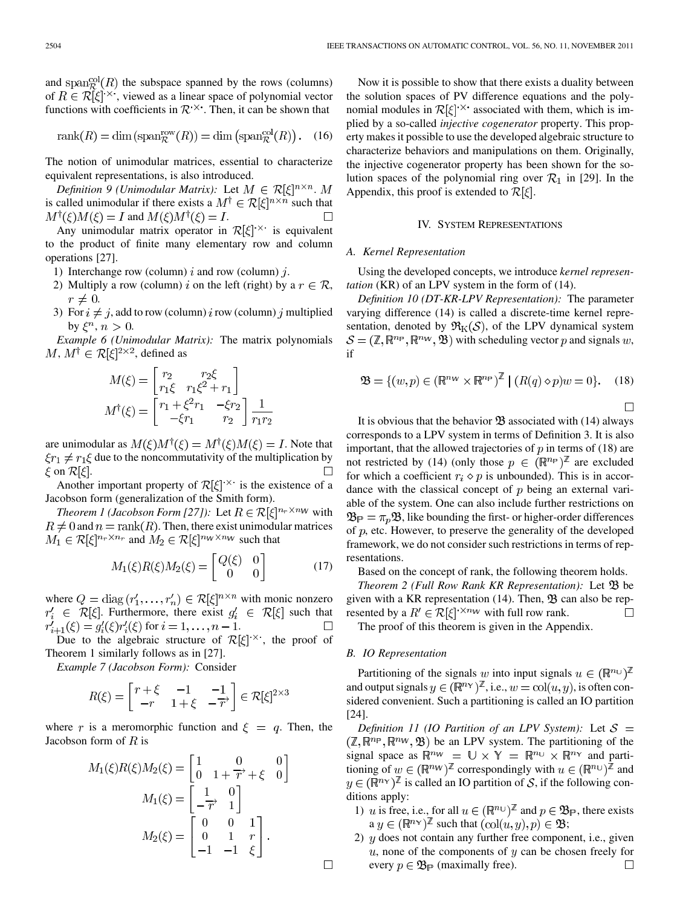and $\mathrm{span}_{\mathcal{R}}^{\mathrm{col}}(R)$ the subspace spanned by the rows (columns) of $R \in \mathcal{R}[\xi]^{\cdot\times\cdot}$, viewed as a linear space of polynomial vector functions with coefficients in $\mathcal{R}^{\cdot\times\cdot}$. Then, it can be shown that

$$\mathrm{rank}(R) = \dim(\mathrm{span}_{\mathcal{R}}^{\mathrm{row}}(R)) = \dim\left(\mathrm{span}_{\mathcal{R}}^{\mathrm{col}}(R)\right). \quad (16)$$

The notion of unimodular matrices, essential to characterize equivalent representations, is also introduced.

*Definition 9 (Unimodular Matrix):* Let $M \in \mathcal{R}[\xi]^{n\times n}$. $M$ is called unimodular if there exists a $M^{\dagger} \in \mathcal{R}[\xi]^{n\times n}$ such that $M^{\dagger}(\xi)M(\xi) = I$ and $M(\xi)M^{\dagger}(\xi) = I$. □

Any unimodular matrix operator in $\mathcal{R}[\xi]^{\cdot\times\cdot}$ is equivalent to the product of finite many elementary row and column operations [27].

1) Interchange row (column) $i$ and row (column) $j$.
2) Multiply a row (column) $i$ on the left (right) by a $r \in \mathcal{R}$, $r \neq 0$.
3) For $i \neq j$, add to row (column) $i$ row (column) $j$ multiplied by $\xi^n$, $n > 0$.

*Example 6 (Unimodular Matrix):* The matrix polynomials $M, M^{\dagger} \in \mathcal{R}[\xi]^{2\times 2}$, defined as

$$M(\xi) = \begin{bmatrix} r_2 & r_2\xi \\ r_1\xi & r_1\xi^2 + r_1 \end{bmatrix}$$

$$M^{\dagger}(\xi) = \begin{bmatrix} r_1 + \xi^2 r_1 & -\xi r_2 \\ -\xi r_1 & r_2 \end{bmatrix} \frac{1}{r_1 r_2}$$

are unimodular as $M(\xi)M^{\dagger}(\xi) = M^{\dagger}(\xi)M(\xi) = I$. Note that $\xi r_1 \neq r_1 \xi$ due to the noncommutativity of the multiplication by $\xi$ on $\mathcal{R}[\xi]$. □

Another important property of $\mathcal{R}[\xi]^{\cdot\times\cdot}$ is the existence of a Jacobson form (generalization of the Smith form).

*Theorem 1 (Jacobson Form [27]):* Let $R \in \mathcal{R}[\xi]^{n_r \times n_{\mathrm{W}}}$ with $R \neq 0$ and $n = \mathrm{rank}(R)$. Then, there exist unimodular matrices $M_1 \in \mathcal{R}[\xi]^{n_r\times n_r}$ and $M_2 \in \mathcal{R}[\xi]^{n_{\mathrm{W}}\times n_{\mathrm{W}}}$ such that

$$M_1(\xi)R(\xi)M_2(\xi) = \begin{bmatrix} Q(\xi) & 0 \\ 0 & 0 \end{bmatrix} \quad (17)$$

where $Q = \mathrm{diag}(r'_1, \ldots, r'_n) \in \mathcal{R}[\xi]^{n\times n}$ with monic nonzero $r'_i \in \mathcal{R}[\xi]$. Furthermore, there exist $g'_i \in \mathcal{R}[\xi]$ such that $r'_{i+1}(\xi) = g'_i(\xi)r'_i(\xi)$ for $i = 1, \ldots, n-1$. □

Due to the algebraic structure of $\mathcal{R}[\xi]^{\cdot\times\cdot}$, the proof of Theorem 1 similarly follows as in [27].

*Example 7 (Jacobson Form):* Consider

$$R(\xi) = \begin{bmatrix} r+\xi & -1 & -1 \\ -r & 1+\xi & -\overrightarrow{r} \end{bmatrix} \in \mathcal{R}[\xi]^{2\times 3}$$

where $r$ is a meromorphic function and $\xi = q$. Then, the Jacobson form of $R$ is

$$M_1(\xi)R(\xi)M_2(\xi) = \begin{bmatrix} 1 & 0 & 0 \\ 0 & 1+\overrightarrow{r}+\xi & 0 \end{bmatrix}$$

$$M_1(\xi) = \begin{bmatrix} 1 & 0 \\ -\overrightarrow{r} & 1 \end{bmatrix}$$

$$M_2(\xi) = \begin{bmatrix} 0 & 0 & 1 \\ 0 & 1 & r \\ -1 & -1 & \xi \end{bmatrix}.$$

□

Now it is possible to show that there exists a duality between the solution spaces of PV difference equations and the polynomial modules in $\mathcal{R}[\xi]^{\cdot\times\cdot}$ associated with them, which is implied by a so-called *injective cogenerator* property. This property makes it possible to use the developed algebraic structure to characterize behaviors and manipulations on them. Originally, the injective cogenerator property has been shown for the solution spaces of the polynomial ring over $\mathcal{R}_1$ in [29]. In the Appendix, this proof is extended to $\mathcal{R}[\xi]$.

## IV. System Representations

### A. Kernel Representation

Using the developed concepts, we introduce *kernel representation* (KR) of an LPV system in the form of (14).

*Definition 10 (DT-KR-LPV Representation):* The parameter varying difference (14) is called a discrete-time kernel representation, denoted by $\mathfrak{R}_{\mathrm{K}}(\mathcal{S})$, of the LPV dynamical system $\mathcal{S} = (\mathbb{Z}, \mathbb{R}^{n_{\mathrm{P}}}, \mathbb{R}^{n_{\mathrm{W}}}, \mathfrak{B})$ with scheduling vector $p$ and signals $w$, if

$$\mathfrak{B} = \{(w,p) \in (\mathbb{R}^{n_{\mathrm{W}}} \times \mathbb{R}^{n_{\mathrm{P}}})^{\mathbb{Z}} \mid (R(q)\diamond p)w = 0\}. \quad (18)$$

□

It is obvious that the behavior $\mathfrak{B}$ associated with (14) always corresponds to a LPV system in terms of Definition 3. It is also important, that the allowed trajectories of $p$ in terms of (18) are not restricted by (14) (only those $p \in (\mathbb{R}^{n_{\mathrm{P}}})^{\mathbb{Z}}$ are excluded for which a coefficient $r_i \diamond p$ is unbounded). This is in accordance with the classical concept of $p$ being an external variable of the system. One can also include further restrictions on $\mathfrak{B}_{\mathbb{P}} = \pi_p \mathfrak{B}$, like bounding the first- or higher-order differences of $p$, etc. However, to preserve the generality of the developed framework, we do not consider such restrictions in terms of representations.

Based on the concept of rank, the following theorem holds.

*Theorem 2 (Full Row Rank KR Representation):* Let $\mathfrak{B}$ be given with a KR representation (14). Then, $\mathfrak{B}$ can also be represented by a $R' \in \mathcal{R}[\xi]^{\cdot\times n_{\mathrm{W}}}$ with full row rank. □

The proof of this theorem is given in the Appendix.

### B. IO Representation

Partitioning of the signals $w$ into input signals $u \in (\mathbb{R}^{n_{\mathrm{U}}})^{\mathbb{Z}}$ and output signals $y \in (\mathbb{R}^{n_{\mathrm{Y}}})^{\mathbb{Z}}$, i.e., $w = \mathrm{col}(u,y)$, is often considered convenient. Such a partitioning is called an IO partition [24].

*Definition 11 (IO Partition of an LPV System):* Let $\mathcal{S} = (\mathbb{Z}, \mathbb{R}^{n_{\mathrm{P}}}, \mathbb{R}^{n_{\mathrm{W}}}, \mathfrak{B})$ be an LPV system. The partitioning of the signal space as $\mathbb{R}^{n_{\mathrm{W}}} = \mathbb{U} \times \mathbb{Y} = \mathbb{R}^{n_{\mathrm{U}}} \times \mathbb{R}^{n_{\mathrm{Y}}}$ and partitioning of $w \in (\mathbb{R}^{n_{\mathrm{W}}})^{\mathbb{Z}}$ correspondingly with $u \in (\mathbb{R}^{n_{\mathrm{U}}})^{\mathbb{Z}}$ and $y \in (\mathbb{R}^{n_{\mathrm{Y}}})^{\mathbb{Z}}$ is called an IO partition of $\mathcal{S}$, if the following conditions apply:

1) $u$ is free, i.e., for all $u \in (\mathbb{R}^{n_{\mathrm{U}}})^{\mathbb{Z}}$ and $p \in \mathfrak{B}_{\mathbb{P}}$, there exists a $y \in (\mathbb{R}^{n_{\mathrm{Y}}})^{\mathbb{Z}}$ such that $(\mathrm{col}(u,y), p) \in \mathfrak{B}$;
2) $y$ does not contain any further free component, i.e., given $u$, none of the components of $y$ can be chosen freely for every $p \in \mathfrak{B}_{\mathbb{P}}$ (maximally free). □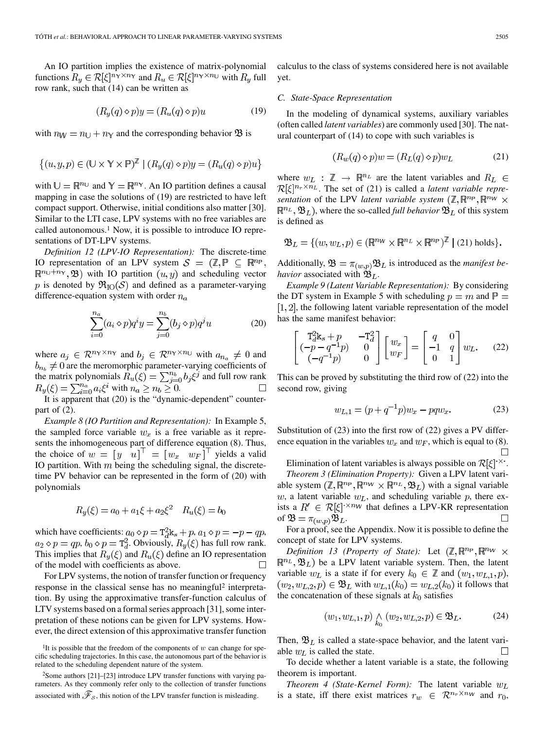An IO partition implies the existence of matrix-polynomial functions $R_y \in \mathcal{R}[\xi]^{n_\mathbb{Y} \times n_\mathbb{Y}}$ and $R_u \in \mathcal{R}[\xi]^{n_\mathbb{Y} \times n_\mathbb{U}}$ with $R_y$ full row rank, such that (14) can be written as

$$(R_y(q) \diamond p)y = (R_u(q) \diamond p)u \tag{19}$$

with $n_\mathbb{W} = n_\mathbb{U} + n_\mathbb{Y}$ and the corresponding behavior $\mathfrak{B}$ is

$$\left\{(u, y, p) \in (\mathbb{U} \times \mathbb{Y} \times \mathbb{P})^\mathbb{Z} \mid (R_y(q) \diamond p)y = (R_u(q) \diamond p)u\right\}$$

with $\mathbb{U} = \mathbb{R}^{n_\mathbb{U}}$ and $\mathbb{Y} = \mathbb{R}^{n_\mathbb{Y}}$. An IO partition defines a causal mapping in case the solutions of (19) are restricted to have left compact support. Otherwise, initial conditions also matter [30]. Similar to the LTI case, LPV systems with no free variables are called autonomous.[1] Now, it is possible to introduce IO representations of DT-LPV systems.

*Definition 12 (LPV-IO Representation):* The discrete-time IO representation of an LPV system $\mathcal{S} = (\mathbb{Z}, \mathbb{P} \subseteq \mathbb{R}^{n_\mathbb{P}}, \mathbb{R}^{n_\mathbb{U}+n_\mathbb{Y}}, \mathfrak{B})$ with IO partition $(u, y)$ and scheduling vector $p$ is denoted by $\mathfrak{R}_{\mathrm{IO}}(\mathcal{S})$ and defined as a parameter-varying difference-equation system with order $n_a$

$$\sum_{i=0}^{n_a} (a_i \diamond p) q^i y = \sum_{j=0}^{n_b} (b_j \diamond p) q^j u \tag{20}$$

where $a_j \in \mathcal{R}^{n_\mathbb{Y} \times n_\mathbb{Y}}$ and $b_j \in \mathcal{R}^{n_\mathbb{Y} \times n_\mathbb{U}}$ with $a_{n_a} \neq 0$ and $b_{n_b} \neq 0$ are the meromorphic parameter-varying coefficients of the matrix polynomials $R_u(\xi) = \sum_{j=0}^{n_b} b_j \xi^j$ and full row rank $R_y(\xi) = \sum_{i=0}^{n_a} a_i \xi^i$ with $n_a \geq n_b \geq 0$. □

It is apparent that (20) is the "dynamic-dependent" counterpart of (2).

*Example 8 (IO Partition and Representation):* In Example 5, the sampled force variable $w_x$ is a free variable as it represents the inhomogeneous part of difference equation (8). Thus, the choice of $w = [y \quad u]^\top = [w_x \quad w_F]^\top$ yields a valid IO partition. With $m$ being the scheduling signal, the discrete-time PV behavior can be represented in the form of (20) with polynomials

$$R_y(\xi) = a_0 + a_1\xi + a_2\xi^2 \quad R_u(\xi) = b_0$$

which have coefficients: $a_0 \diamond p = \mathrm{T}_d^2 \mathrm{k}_s + p$, $a_1 \diamond p = -p - qp$, $a_2 \diamond p = qp$, $b_0 \diamond p = \mathrm{T}_d^2$. Obviously, $R_y(\xi)$ has full row rank. This implies that $R_y(\xi)$ and $R_u(\xi)$ define an IO representation of the model with coefficients as above. □

For LPV systems, the notion of transfer function or frequency response in the classical sense has no meaningful[2] interpretation. By using the approximative transfer-function calculus of LTV systems based on a formal series approach [31], some interpretation of these notions can be given for LPV systems. However, the direct extension of this approximative transfer function calculus to the class of systems considered here is not available yet.

### C. State-Space Representation

In the modeling of dynamical systems, auxiliary variables (often called *latent variables*) are commonly used [30]. The natural counterpart of (14) to cope with such variables is

$$(R_w(q) \diamond p)w = (R_L(q) \diamond p)w_L \tag{21}$$

where $w_L : \mathbb{Z} \to \mathbb{R}^{n_L}$ are the latent variables and $R_L \in \mathcal{R}[\xi]^{n_r \times n_L}$. The set of (21) is called a *latent variable representation* of the LPV *latent variable system* $(\mathbb{Z}, \mathbb{R}^{n_\mathbb{P}}, \mathbb{R}^{n_\mathbb{W}} \times \mathbb{R}^{n_L}, \mathfrak{B}_L)$, where the so-called *full behavior* $\mathfrak{B}_L$ of this system is defined as

$$\mathfrak{B}_L = \{(w, w_L, p) \in (\mathbb{R}^{n_\mathbb{W}} \times \mathbb{R}^{n_L} \times \mathbb{R}^{n_\mathbb{P}})^\mathbb{Z} \mid (21) \text{ holds}\}.$$

Additionally, $\mathfrak{B} = \pi_{(w,p)}\mathfrak{B}_L$ is introduced as the *manifest behavior* associated with $\mathfrak{B}_L$.

*Example 9 (Latent Variable Representation):* By considering the DT system in Example 5 with scheduling $p = m$ and $\mathbb{P} = [1, 2]$, the following latent variable representation of the model has the same manifest behavior:

$$\begin{bmatrix} \mathrm{T}_d^2 \mathrm{k}_s + p & -\mathrm{T}_d^2 \\ (-p - q^{-1}p) & 0 \\ (-q^{-1}p) & 0 \end{bmatrix} \begin{bmatrix} w_x \\ w_F \end{bmatrix} = \begin{bmatrix} q & 0 \\ -1 & q \\ 0 & 1 \end{bmatrix} w_L. \tag{22}$$

This can be proved by substituting the third row of (22) into the second row, giving

$$w_{L,1} = (p + q^{-1}p)w_x - pqw_x. \tag{23}$$

Substitution of (23) into the first row of (22) gives a PV difference equation in the variables $w_x$ and $w_F$, which is equal to (8). □

Elimination of latent variables is always possible on $\mathcal{R}[\xi]^{\cdot \times \cdot}$.

*Theorem 3 (Elimination Property):* Given a LPV latent variable system $(\mathbb{Z}, \mathbb{R}^{n_\mathbb{P}}, \mathbb{R}^{n_\mathbb{W}} \times \mathbb{R}^{n_L}, \mathfrak{B}_L)$ with a signal variable $w$, a latent variable $w_L$, and scheduling variable $p$, there exists a $R' \in \mathcal{R}[\xi]^{\cdot \times n_\mathbb{W}}$ that defines a LPV-KR representation of $\mathfrak{B} = \pi_{(w,p)}\mathfrak{B}_L$. □

For a proof, see the Appendix. Now it is possible to define the concept of state for LPV systems.

*Definition 13 (Property of State):* Let $(\mathbb{Z}, \mathbb{R}^{n_\mathbb{P}}, \mathbb{R}^{n_\mathbb{W}} \times \mathbb{R}^{n_L}, \mathfrak{B}_L)$ be a LPV latent variable system. Then, the latent variable $w_L$ is a state if for every $k_0 \in \mathbb{Z}$ and $(w_1, w_{L,1}, p)$, $(w_2, w_{L,2}, p) \in \mathfrak{B}_L$ with $w_{L,1}(k_0) = w_{L,2}(k_0)$ it follows that the concatenation of these signals at $k_0$ satisfies

$$(w_1, w_{L,1}, p) \underset{k_0}{\wedge} (w_2, w_{L,2}, p) \in \mathfrak{B}_L. \tag{24}$$

Then, $\mathfrak{B}_L$ is called a state-space behavior, and the latent variable $w_L$ is called the state. □

To decide whether a latent variable is a state, the following theorem is important.

*Theorem 4 (State-Kernel Form):* The latent variable $w_L$ is a state, iff there exist matrices $r_w \in \mathcal{R}^{n_r \times n_\mathbb{W}}$ and $r_0$,

---

[1] It is possible that the freedom of the components of $w$ can change for specific scheduling trajectories. In this case, the autonomous part of the behavior is related to the scheduling dependent nature of the system.

[2] Some authors [21]–[23] introduce LPV transfer functions with varying parameters. As they commonly refer only to the collection of transfer functions associated with $\mathscr{F}_\mathcal{S}$, this notion of the LPV transfer function is misleading.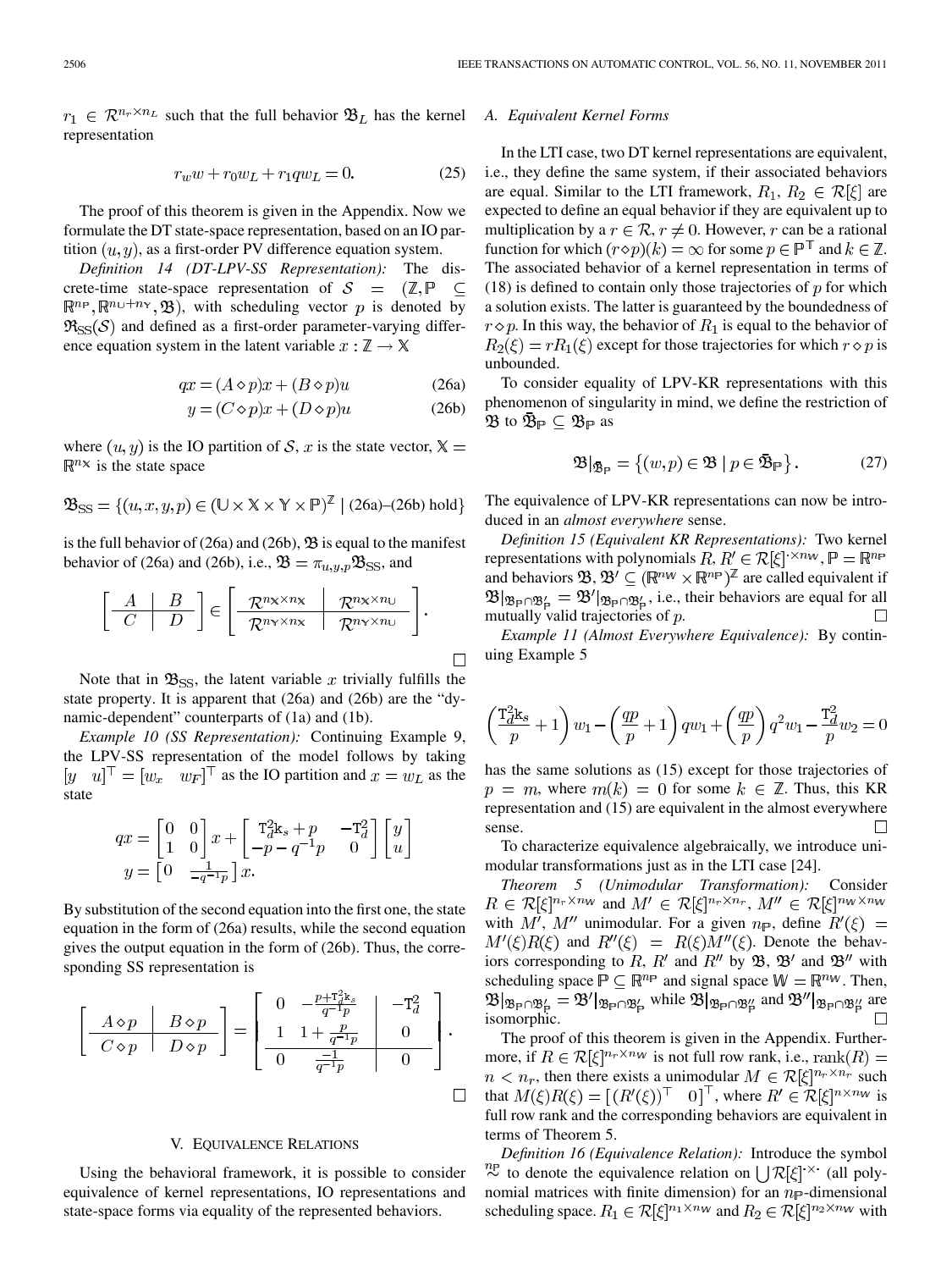$r_1 \in \mathcal{R}^{n_r \times n_L}$ such that the full behavior $\mathfrak{B}_L$ has the kernel representation

$$r_w w + r_0 w_L + r_1 q w_L = 0. \quad (25)$$

The proof of this theorem is given in the Appendix. Now we formulate the DT state-space representation, based on an IO partition $(u, y)$, as a first-order PV difference equation system.

*Definition 14 (DT-LPV-SS Representation):* The discrete-time state-space representation of $\mathcal{S} = (\mathbb{Z}, \mathbb{P} \subseteq \mathbb{R}^{n_\mathbb{P}}, \mathbb{R}^{n_\mathbb{U}+n_\mathbb{Y}}, \mathfrak{B})$, with scheduling vector $p$ is denoted by $\mathfrak{R}_{\mathrm{SS}}(\mathcal{S})$ and defined as a first-order parameter-varying difference equation system in the latent variable $x : \mathbb{Z} \to \mathbb{X}$

$$qx = (A \diamond p)x + (B \diamond p)u \quad (26a)$$

$$y = (C \diamond p)x + (D \diamond p)u \quad (26b)$$

where $(u, y)$ is the IO partition of $\mathcal{S}$, $x$ is the state vector, $\mathbb{X} = \mathbb{R}^{n_\mathbb{X}}$ is the state space

$$\mathfrak{B}_{\mathrm{SS}} = \left\{(u, x, y, p) \in (\mathbb{U} \times \mathbb{X} \times \mathbb{Y} \times \mathbb{P})^\mathbb{Z} \mid \text{(26a)–(26b) hold}\right\}$$

is the full behavior of (26a) and (26b), $\mathfrak{B}$ is equal to the manifest behavior of (26a) and (26b), i.e., $\mathfrak{B} = \pi_{u,y,p}\mathfrak{B}_{\mathrm{SS}}$, and

$$\left[\begin{array}{c|c} A & B \\ \hline C & D \end{array}\right] \in \left[\begin{array}{c|c} \mathcal{R}^{n_\mathbb{X} \times n_\mathbb{X}} & \mathcal{R}^{n_\mathbb{X} \times n_\mathbb{U}} \\ \hline \mathcal{R}^{n_\mathbb{Y} \times n_\mathbb{X}} & \mathcal{R}^{n_\mathbb{Y} \times n_\mathbb{U}} \end{array}\right].$$

□

Note that in $\mathfrak{B}_{\mathrm{SS}}$, the latent variable $x$ trivially fulfills the state property. It is apparent that (26a) and (26b) are the "dynamic-dependent" counterparts of (1a) and (1b).

*Example 10 (SS Representation):* Continuing Example 9, the LPV-SS representation of the model follows by taking $[y \quad u]^\top = [w_x \quad w_F]^\top$ as the IO partition and $x = w_L$ as the state

$$qx = \begin{bmatrix} 0 & 0 \\ 1 & 0 \end{bmatrix} x + \begin{bmatrix} \mathrm{T}_d^2 \mathrm{k}_s + p & -\mathrm{T}_d^2 \\ -p - q^{-1}p & 0 \end{bmatrix} \begin{bmatrix} y \\ u \end{bmatrix}$$

$$y = \begin{bmatrix} 0 & \frac{1}{-q^{-1}p} \end{bmatrix} x.$$

By substitution of the second equation into the first one, the state equation in the form of (26a) results, while the second equation gives the output equation in the form of (26b). Thus, the corresponding SS representation is

$$\left[\begin{array}{c|c} A \diamond p & B \diamond p \\ \hline C \diamond p & D \diamond p \end{array}\right] = \left[\begin{array}{cc|c} 0 & -\frac{p + \mathrm{T}_d^2 \mathrm{k}_s}{q^{-1}p} & -\mathrm{T}_d^2 \\ 1 & 1 + \frac{p}{q^{-1}p} & 0 \\ \hline 0 & \frac{-1}{q^{-1}p} & 0 \end{array}\right].$$

□

## V. Equivalence Relations

Using the behavioral framework, it is possible to consider equivalence of kernel representations, IO representations and state-space forms via equality of the represented behaviors.

### A. Equivalent Kernel Forms

In the LTI case, two DT kernel representations are equivalent, i.e., they define the same system, if their associated behaviors are equal. Similar to the LTI framework, $R_1, R_2 \in \mathcal{R}[\xi]$ are expected to define an equal behavior if they are equivalent up to multiplication by a $r \in \mathcal{R}$, $r \neq 0$. However, $r$ can be a rational function for which $(r \diamond p)(k) = \infty$ for some $p \in \mathbb{P}^\mathbb{T}$ and $k \in \mathbb{Z}$. The associated behavior of a kernel representation in terms of (18) is defined to contain only those trajectories of $p$ for which a solution exists. The latter is guaranteed by the boundedness of $r \diamond p$. In this way, the behavior of $R_1$ is equal to the behavior of $R_2(\xi) = rR_1(\xi)$ except for those trajectories for which $r \diamond p$ is unbounded.

To consider equality of LPV-KR representations with this phenomenon of singularity in mind, we define the restriction of $\mathfrak{B}$ to $\bar{\mathfrak{B}}_\mathbb{P} \subseteq \mathfrak{B}_\mathbb{P}$ as

$$\mathfrak{B}|_{\bar{\mathfrak{B}}_\mathbb{P}} = \left\{(w, p) \in \mathfrak{B} \mid p \in \bar{\mathfrak{B}}_\mathbb{P}\right\}. \quad (27)$$

The equivalence of LPV-KR representations can now be introduced in an *almost everywhere* sense.

*Definition 15 (Equivalent KR Representations):* Two kernel representations with polynomials $R, R' \in \mathcal{R}[\xi]^{\cdot \times n_\mathbb{W}}$, $\mathbb{P} = \mathbb{R}^{n_\mathbb{P}}$ and behaviors $\mathfrak{B}, \mathfrak{B}' \subseteq (\mathbb{R}^{n_\mathbb{W}} \times \mathbb{R}^{n_\mathbb{P}})^\mathbb{Z}$ are called equivalent if $\mathfrak{B}|_{\mathfrak{B}_\mathbb{P} \cap \mathfrak{B}'_\mathbb{P}} = \mathfrak{B}'|_{\mathfrak{B}_\mathbb{P} \cap \mathfrak{B}'_\mathbb{P}}$, i.e., their behaviors are equal for all mutually valid trajectories of $p$. □

*Example 11 (Almost Everywhere Equivalence):* By continuing Example 5

$$\left(\frac{\mathrm{T}_d^2 \mathrm{k}_s}{p} + 1\right) w_1 - \left(\frac{qp}{p} + 1\right) q w_1 + \left(\frac{qp}{p}\right) q^2 w_1 - \frac{\mathrm{T}_d^2}{p} w_2 = 0$$

has the same solutions as (15) except for those trajectories of $p = m$, where $m(k) = 0$ for some $k \in \mathbb{Z}$. Thus, this KR representation and (15) are equivalent in the almost everywhere sense. □

To characterize equivalence algebraically, we introduce unimodular transformations just as in the LTI case [24].

*Theorem 5 (Unimodular Transformation):* Consider $R \in \mathcal{R}[\xi]^{n_r \times n_\mathbb{W}}$ and $M' \in \mathcal{R}[\xi]^{n_r \times n_r}$, $M'' \in \mathcal{R}[\xi]^{n_\mathbb{W} \times n_\mathbb{W}}$ with $M'$, $M''$ unimodular. For a given $n_\mathbb{P}$, define $R'(\xi) = M'(\xi)R(\xi)$ and $R''(\xi) = R(\xi)M''(\xi)$. Denote the behaviors corresponding to $R$, $R'$ and $R''$ by $\mathfrak{B}$, $\mathfrak{B}'$ and $\mathfrak{B}''$ with scheduling space $\mathbb{P} \subseteq \mathbb{R}^{n_\mathbb{P}}$ and signal space $\mathbb{W} = \mathbb{R}^{n_\mathbb{W}}$. Then, $\mathfrak{B}|_{\mathfrak{B}_\mathbb{P} \cap \mathfrak{B}'_\mathbb{P}} = \mathfrak{B}'|_{\mathfrak{B}_\mathbb{P} \cap \mathfrak{B}'_\mathbb{P}}$ while $\mathfrak{B}|_{\mathfrak{B}_\mathbb{P} \cap \mathfrak{B}''_\mathbb{P}}$ and $\mathfrak{B}''|_{\mathfrak{B}_\mathbb{P} \cap \mathfrak{B}''_\mathbb{P}}$ are isomorphic. □

The proof of this theorem is given in the Appendix. Furthermore, if $R \in \mathcal{R}[\xi]^{n_r \times n_\mathbb{W}}$ is not full row rank, i.e., $\mathrm{rank}(R) = n < n_r$, then there exists a unimodular $M \in \mathcal{R}[\xi]^{n_r \times n_r}$ such that $M(\xi)R(\xi) = \left[(R'(\xi))^\top \quad 0\right]^\top$, where $R' \in \mathcal{R}[\xi]^{n \times n_\mathbb{W}}$ is full row rank and the corresponding behaviors are equivalent in terms of Theorem 5.

*Definition 16 (Equivalence Relation):* Introduce the symbol $\overset{n_\mathbb{P}}{\sim}$ to denote the equivalence relation on $\bigcup \mathcal{R}[\xi]^{\cdot \times \cdot}$ (all polynomial matrices with finite dimension) for an $n_\mathbb{P}$-dimensional scheduling space. $R_1 \in \mathcal{R}[\xi]^{n_1 \times n_\mathbb{W}}$ and $R_2 \in \mathcal{R}[\xi]^{n_2 \times n_\mathbb{W}}$ with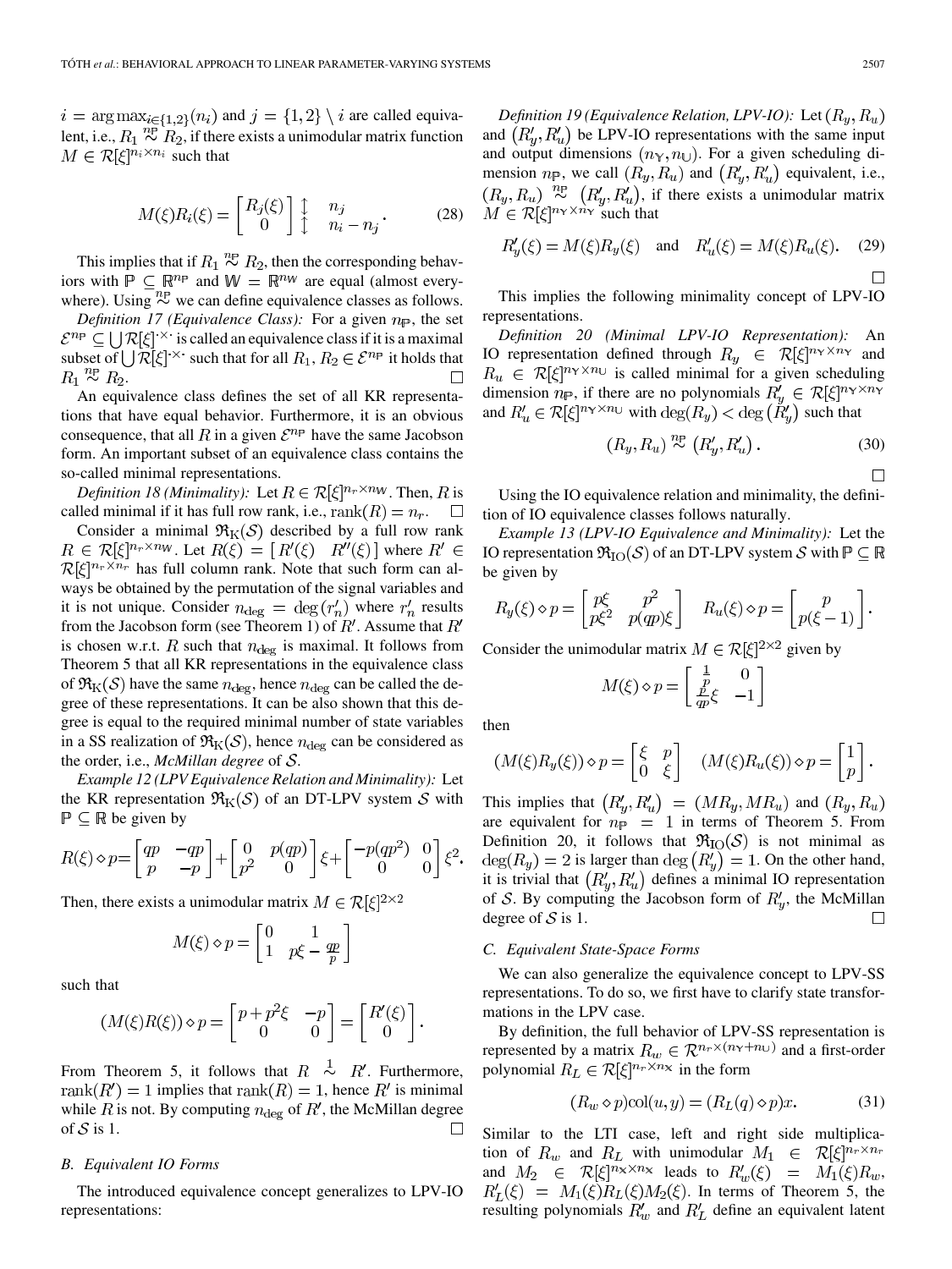$i = \arg\max_{i \in \{1,2\}}(n_i)$ and $j = \{1,2\} \setminus i$ are called equivalent, i.e., $R_1 \overset{n_\mathbb{P}}{\sim} R_2$, if there exists a unimodular matrix function $M \in \mathcal{R}[\xi]^{n_i \times n_i}$ such that

$$M(\xi)R_i(\xi) = \begin{bmatrix} R_j(\xi) \\ 0 \end{bmatrix} \begin{matrix} \updownarrow & n_j \\ \updownarrow & n_i - n_j \end{matrix}. \tag{28}$$

This implies that if $R_1 \overset{n_\mathbb{P}}{\sim} R_2$, then the corresponding behaviors with $\mathbb{P} \subseteq \mathbb{R}^{n_\mathbb{P}}$ and $\mathbb{W} = \mathbb{R}^{n_\mathbb{W}}$ are equal (almost everywhere). Using $\overset{n_\mathbb{P}}{\sim}$ we can define equivalence classes as follows.

*Definition 17 (Equivalence Class):* For a given $n_\mathbb{P}$, the set $\mathcal{E}^{n_\mathbb{P}} \subseteq \bigcup \mathcal{R}[\xi]^{\cdot \times \cdot}$ is called an equivalence class if it is a maximal subset of $\bigcup \mathcal{R}[\xi]^{\cdot \times \cdot}$ such that for all $R_1, R_2 \in \mathcal{E}^{n_\mathbb{P}}$ it holds that $R_1 \overset{n_\mathbb{P}}{\sim} R_2$. □

An equivalence class defines the set of all KR representations that have equal behavior. Furthermore, it is an obvious consequence, that all $R$ in a given $\mathcal{E}^{n_\mathbb{P}}$ have the same Jacobson form. An important subset of an equivalence class contains the so-called minimal representations.

*Definition 18 (Minimality):* Let $R \in \mathcal{R}[\xi]^{n_r \times n_\mathbb{W}}$. Then, $R$ is called minimal if it has full row rank, i.e., $\mathrm{rank}(R) = n_r$. □

Consider a minimal $\mathfrak{R}_\mathrm{K}(\mathcal{S})$ described by a full row rank $R \in \mathcal{R}[\xi]^{n_r \times n_\mathbb{W}}$. Let $R(\xi) = [\, R'(\xi) \quad R''(\xi) \,]$ where $R' \in \mathcal{R}[\xi]^{n_r \times n_r}$ has full column rank. Note that such form can always be obtained by the permutation of the signal variables and it is not unique. Consider $n_\mathrm{deg} = \deg(r'_n)$ where $r'_n$ results from the Jacobson form (see Theorem 1) of $R'$. Assume that $R'$ is chosen w.r.t. $R$ such that $n_\mathrm{deg}$ is maximal. It follows from Theorem 5 that all KR representations in the equivalence class of $\mathfrak{R}_\mathrm{K}(\mathcal{S})$ have the same $n_\mathrm{deg}$, hence $n_\mathrm{deg}$ can be called the degree of these representations. It can be also shown that this degree is equal to the required minimal number of state variables in a SS realization of $\mathfrak{R}_\mathrm{K}(\mathcal{S})$, hence $n_\mathrm{deg}$ can be considered as the order, i.e., *McMillan degree* of $\mathcal{S}$.

*Example 12 (LPV Equivalence Relation and Minimality):* Let the KR representation $\mathfrak{R}_\mathrm{K}(\mathcal{S})$ of an DT-LPV system $\mathcal{S}$ with $\mathbb{P} \subseteq \mathbb{R}$ be given by

$$R(\xi) \diamond p = \begin{bmatrix} qp & -qp \\ p & -p \end{bmatrix} + \begin{bmatrix} 0 & p(qp) \\ p^2 & 0 \end{bmatrix} \xi + \begin{bmatrix} -p(qp^2) & 0 \\ 0 & 0 \end{bmatrix} \xi^2.$$

Then, there exists a unimodular matrix $M \in \mathcal{R}[\xi]^{2 \times 2}$

$$M(\xi) \diamond p = \begin{bmatrix} 0 & 1 \\ 1 & p\xi - \frac{qp}{p} \end{bmatrix}$$

such that

$$(M(\xi)R(\xi)) \diamond p = \begin{bmatrix} p + p^2\xi & -p \\ 0 & 0 \end{bmatrix} = \begin{bmatrix} R'(\xi) \\ 0 \end{bmatrix}.$$

From Theorem 5, it follows that $R \overset{1}{\sim} R'$. Furthermore, $\mathrm{rank}(R') = 1$ implies that $\mathrm{rank}(R) = 1$, hence $R'$ is minimal while $R$ is not. By computing $n_\mathrm{deg}$ of $R'$, the McMillan degree of $\mathcal{S}$ is 1. □

### B. Equivalent IO Forms

The introduced equivalence concept generalizes to LPV-IO representations:

*Definition 19 (Equivalence Relation, LPV-IO):* Let $(R_y, R_u)$ and $(R'_y, R'_u)$ be LPV-IO representations with the same input and output dimensions $(n_\mathbb{Y}, n_\mathbb{U})$. For a given scheduling dimension $n_\mathbb{P}$, we call $(R_y, R_u)$ and $(R'_y, R'_u)$ equivalent, i.e., $(R_y, R_u) \overset{n_\mathbb{P}}{\sim} (R'_y, R'_u)$, if there exists a unimodular matrix $M \in \mathcal{R}[\xi]^{n_\mathbb{Y} \times n_\mathbb{Y}}$ such that

$$R'_y(\xi) = M(\xi)R_y(\xi) \quad \text{and} \quad R'_u(\xi) = M(\xi)R_u(\xi). \tag{29}$$

□

This implies the following minimality concept of LPV-IO representations.

*Definition 20 (Minimal LPV-IO Representation):* An IO representation defined through $R_y \in \mathcal{R}[\xi]^{n_\mathbb{Y} \times n_\mathbb{Y}}$ and $R_u \in \mathcal{R}[\xi]^{n_\mathbb{Y} \times n_\mathbb{U}}$ is called minimal for a given scheduling dimension $n_\mathbb{P}$, if there are no polynomials $R'_y \in \mathcal{R}[\xi]^{n_\mathbb{Y} \times n_\mathbb{Y}}$ and $R'_u \in \mathcal{R}[\xi]^{n_\mathbb{Y} \times n_\mathbb{U}}$ with $\deg(R_y) < \deg(R'_y)$ such that

$$(R_y, R_u) \overset{n_\mathbb{P}}{\sim} (R'_y, R'_u). \tag{30}$$

□

Using the IO equivalence relation and minimality, the definition of IO equivalence classes follows naturally.

*Example 13 (LPV-IO Equivalence and Minimality):* Let the IO representation $\mathfrak{R}_\mathrm{IO}(\mathcal{S})$ of an DT-LPV system $\mathcal{S}$ with $\mathbb{P} \subseteq \mathbb{R}$ be given by

$$R_y(\xi) \diamond p = \begin{bmatrix} p\xi & p^2 \\ p\xi^2 & p(qp)\xi \end{bmatrix} \quad R_u(\xi) \diamond p = \begin{bmatrix} p \\ p(\xi - 1) \end{bmatrix}.$$

Consider the unimodular matrix $M \in \mathcal{R}[\xi]^{2 \times 2}$ given by

$$M(\xi) \diamond p = \begin{bmatrix} \frac{1}{p} & 0 \\ \frac{p}{qp}\xi & -1 \end{bmatrix}$$

then

$$(M(\xi)R_y(\xi)) \diamond p = \begin{bmatrix} \xi & p \\ 0 & \xi \end{bmatrix} \quad (M(\xi)R_u(\xi)) \diamond p = \begin{bmatrix} 1 \\ p \end{bmatrix}.$$

This implies that $(R'_y, R'_u) = (MR_y, MR_u)$ and $(R_y, R_u)$ are equivalent for $n_\mathbb{P} = 1$ in terms of Theorem 5. From Definition 20, it follows that $\mathfrak{R}_\mathrm{IO}(\mathcal{S})$ is not minimal as $\deg(R_y) = 2$ is larger than $\deg(R'_y) = 1$. On the other hand, it is trivial that $(R'_y, R'_u)$ defines a minimal IO representation of $\mathcal{S}$. By computing the Jacobson form of $R'_y$, the McMillan degree of $\mathcal{S}$ is 1. □

### C. Equivalent State-Space Forms

We can also generalize the equivalence concept to LPV-SS representations. To do so, we first have to clarify state transformations in the LPV case.

By definition, the full behavior of LPV-SS representation is represented by a matrix $R_w \in \mathcal{R}^{n_r \times (n_\mathbb{Y} + n_\mathbb{U})}$ and a first-order polynomial $R_L \in \mathcal{R}[\xi]^{n_r \times n_\mathbb{X}}$ in the form

$$(R_w \diamond p)\mathrm{col}(u, y) = (R_L(q) \diamond p)x. \tag{31}$$

Similar to the LTI case, left and right side multiplication of $R_w$ and $R_L$ with unimodular $M_1 \in \mathcal{R}[\xi]^{n_r \times n_r}$ and $M_2 \in \mathcal{R}[\xi]^{n_\mathbb{X} \times n_\mathbb{X}}$ leads to $R'_w(\xi) = M_1(\xi)R_w$, $R'_L(\xi) = M_1(\xi)R_L(\xi)M_2(\xi)$. In terms of Theorem 5, the resulting polynomials $R'_w$ and $R'_L$ define an equivalent latent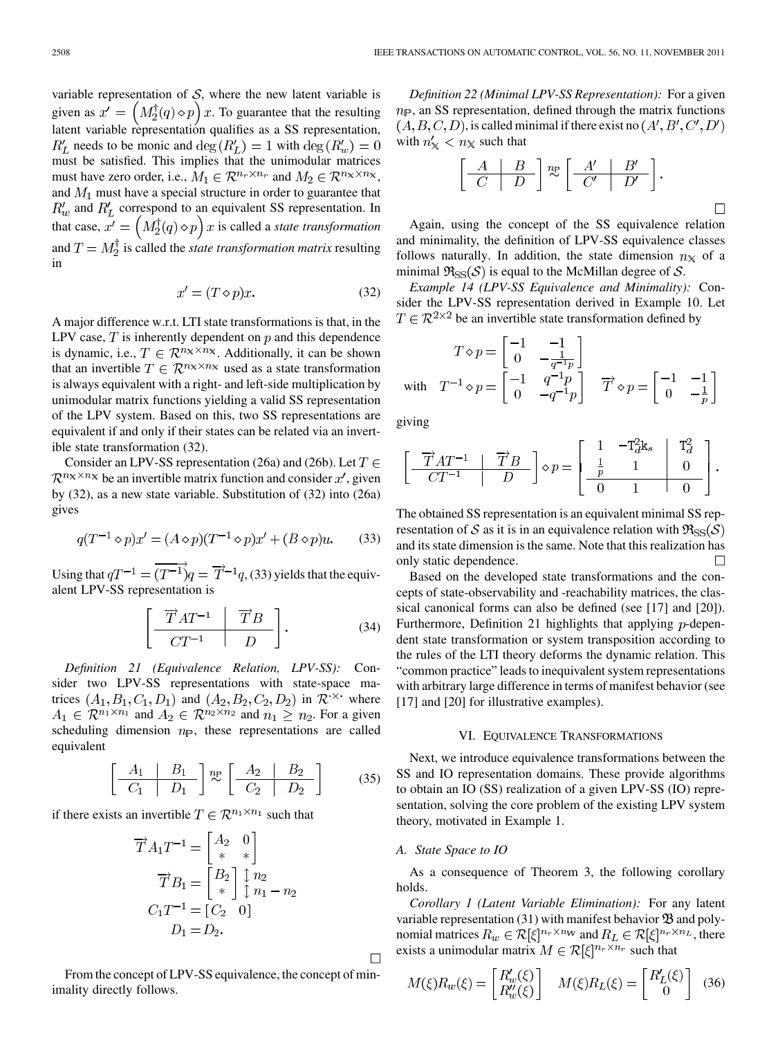variable representation of $\mathcal{S}$, where the new latent variable is given as $x' = \left(M_2^{\dagger}(q) \diamond p\right) x$. To guarantee that the resulting latent variable representation qualifies as a SS representation, $R_L'$ needs to be monic and $\deg(R_L') = 1$ with $\deg(R_w') = 0$ must be satisfied. This implies that the unimodular matrices must have zero order, i.e., $M_1 \in \mathcal{R}^{n_r \times n_r}$ and $M_2 \in \mathcal{R}^{n_\mathbb{X} \times n_\mathbb{X}}$, and $M_1$ must have a special structure in order to guarantee that $R_w'$ and $R_L'$ correspond to an equivalent SS representation. In that case, $x' = \left(M_2^{\dagger}(q) \diamond p\right) x$ is called a *state transformation* and $T = M_2^{\dagger}$ is called the *state transformation matrix* resulting in

$$x' = (T \diamond p)x. \tag{32}$$

A major difference w.r.t. LTI state transformations is that, in the LPV case, $T$ is inherently dependent on $p$ and this dependence is dynamic, i.e., $T \in \mathcal{R}^{n_\mathbb{X} \times n_\mathbb{X}}$. Additionally, it can be shown that an invertible $T \in \mathcal{R}^{n_\mathbb{X} \times n_\mathbb{X}}$ used as a state transformation is always equivalent with a right- and left-side multiplication by unimodular matrix functions yielding a valid SS representation of the LPV system. Based on this, two SS representations are equivalent if and only if their states can be related via an invertible state transformation (32).

Consider an LPV-SS representation (26a) and (26b). Let $T \in \mathcal{R}^{n_\mathbb{X} \times n_\mathbb{X}}$ be an invertible matrix function and consider $x'$, given by (32), as a new state variable. Substitution of (32) into (26a) gives

$$q(T^{-1} \diamond p)x' = (A \diamond p)(T^{-1} \diamond p)x' + (B \diamond p)u. \tag{33}$$

Using that $qT^{-1} = \overrightarrow{(T^{-1})}q = \overrightarrow{T}^{-1}q$, (33) yields that the equivalent LPV-SS representation is

$$\left[\begin{array}{c|c} \overrightarrow{T} A T^{-1} & \overrightarrow{T} B \\ \hline C T^{-1} & D \end{array}\right]. \tag{34}$$

*Definition 21 (Equivalence Relation, LPV-SS):* Consider two LPV-SS representations with state-space matrices $(A_1, B_1, C_1, D_1)$ and $(A_2, B_2, C_2, D_2)$ in $\mathcal{R}^{\cdot \times \cdot}$ where $A_1 \in \mathcal{R}^{n_1 \times n_1}$ and $A_2 \in \mathcal{R}^{n_2 \times n_2}$ and $n_1 \geq n_2$. For a given scheduling dimension $n_\mathbb{P}$, these representations are called equivalent

$$\left[\begin{array}{c|c} A_1 & B_1 \\ \hline C_1 & D_1 \end{array}\right] \overset{n_\mathbb{P}}{\sim} \left[\begin{array}{c|c} A_2 & B_2 \\ \hline C_2 & D_2 \end{array}\right] \tag{35}$$

if there exists an invertible $T \in \mathcal{R}^{n_1 \times n_1}$ such that

$$\begin{aligned} \overrightarrow{T} A_1 T^{-1} &= \begin{bmatrix} A_2 & 0 \\ * & * \end{bmatrix} \\ \overrightarrow{T} B_1 &= \begin{bmatrix} B_2 \\ * \end{bmatrix} \begin{matrix} \updownarrow n_2 \\ \updownarrow n_1 - n_2 \end{matrix} \\ C_1 T^{-1} &= [C_2 \quad 0] \\ D_1 &= D_2. \end{aligned}$$

□

From the concept of LPV-SS equivalence, the concept of minimality directly follows.

*Definition 22 (Minimal LPV-SS Representation):* For a given $n_\mathbb{P}$, an SS representation, defined through the matrix functions $(A, B, C, D)$, is called minimal if there exist no $(A', B', C', D')$ with $n_\mathbb{X}' < n_\mathbb{X}$ such that

$$\left[\begin{array}{c|c} A & B \\ \hline C & D \end{array}\right] \overset{n_\mathbb{P}}{\sim} \left[\begin{array}{c|c} A' & B' \\ \hline C' & D' \end{array}\right].$$

□

Again, using the concept of the SS equivalence relation and minimality, the definition of LPV-SS equivalence classes follows naturally. In addition, the state dimension $n_\mathbb{X}$ of a minimal $\mathfrak{R}_{\mathrm{SS}}(\mathcal{S})$ is equal to the McMillan degree of $\mathcal{S}$.

*Example 14 (LPV-SS Equivalence and Minimality):* Consider the LPV-SS representation derived in Example 10. Let $T \in \mathcal{R}^{2 \times 2}$ be an invertible state transformation defined by

$$\begin{aligned} T \diamond p &= \begin{bmatrix} -1 & -1 \\ 0 & -\frac{1}{q^{-1}p} \end{bmatrix} \\ \text{with} \quad T^{-1} \diamond p &= \begin{bmatrix} -1 & q^{-1}p \\ 0 & -q^{-1}p \end{bmatrix} \quad \overrightarrow{T} \diamond p = \begin{bmatrix} -1 & -1 \\ 0 & -\frac{1}{p} \end{bmatrix} \end{aligned}$$

giving

$$\left[\begin{array}{c|c} \overrightarrow{T} A T^{-1} & \overrightarrow{T} B \\ \hline C T^{-1} & D \end{array}\right] \diamond p = \left[\begin{array}{cc|c} 1 & -\mathrm{T}_d^2 \mathrm{k}_s & \mathrm{T}_d^2 \\ \frac{1}{p} & 1 & 0 \\ \hline 0 & 1 & 0 \end{array}\right].$$

The obtained SS representation is an equivalent minimal SS representation of $\mathcal{S}$ as it is in an equivalence relation with $\mathfrak{R}_{\mathrm{SS}}(\mathcal{S})$ and its state dimension is the same. Note that this realization has only static dependence. □

Based on the developed state transformations and the concepts of state-observability and -reachability matrices, the classical canonical forms can also be defined (see [17] and [20]). Furthermore, Definition 21 highlights that applying $p$-dependent state transformation or system transposition according to the rules of the LTI theory deforms the dynamic relation. This "common practice" leads to inequivalent system representations with arbitrary large difference in terms of manifest behavior (see [17] and [20] for illustrative examples).

## VI. Equivalence Transformations

Next, we introduce equivalence transformations between the SS and IO representation domains. These provide algorithms to obtain an IO (SS) realization of a given LPV-SS (IO) representation, solving the core problem of the existing LPV system theory, motivated in Example 1.

### A. State Space to IO

As a consequence of Theorem 3, the following corollary holds.

*Corollary 1 (Latent Variable Elimination):* For any latent variable representation (31) with manifest behavior $\mathfrak{B}$ and polynomial matrices $R_w \in \mathcal{R}[\xi]^{n_r \times n_\mathbb{W}}$ and $R_L \in \mathcal{R}[\xi]^{n_r \times n_L}$, there exists a unimodular matrix $M \in \mathcal{R}[\xi]^{n_r \times n_r}$ such that

$$M(\xi) R_w(\xi) = \begin{bmatrix} R_w'(\xi) \\ R_w''(\xi) \end{bmatrix} \quad M(\xi) R_L(\xi) = \begin{bmatrix} R_L'(\xi) \\ 0 \end{bmatrix} \tag{36}$$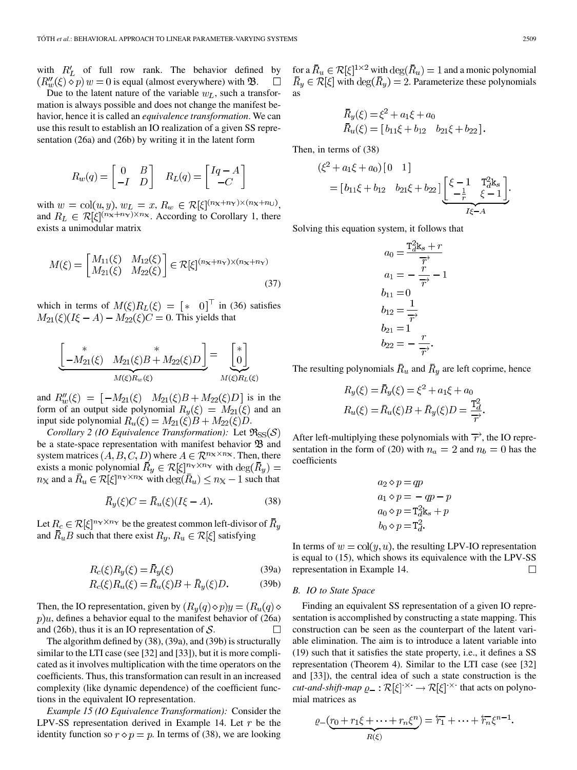with $R'_L$ of full row rank. The behavior defined by $(R''_w(\xi) \diamond p) w = 0$ is equal (almost everywhere) with $\mathfrak{B}$. $\square$

Due to the latent nature of the variable $w_L$, such a transformation is always possible and does not change the manifest behavior, hence it is called an *equivalence transformation*. We can use this result to establish an IO realization of a given SS representation (26a) and (26b) by writing it in the latent form

$$R_w(q) = \begin{bmatrix} 0 & B \\ -I & D \end{bmatrix} \quad R_L(q) = \begin{bmatrix} Iq - A \\ -C \end{bmatrix}$$

with $w = \mathrm{col}(u, y)$, $w_L = x$, $R_w \in \mathcal{R}[\xi]^{(n_\mathbb{X}+n_\mathbb{Y})\times(n_\mathbb{X}+n_\mathbb{U})}$, and $R_L \in \mathcal{R}[\xi]^{(n_\mathbb{X}+n_\mathbb{Y})\times n_\mathbb{X}}$. According to Corollary 1, there exists a unimodular matrix

$$M(\xi) = \begin{bmatrix} M_{11}(\xi) & M_{12}(\xi) \\ M_{21}(\xi) & M_{22}(\xi) \end{bmatrix} \in \mathcal{R}[\xi]^{(n_\mathbb{X}+n_\mathbb{Y})\times(n_\mathbb{X}+n_\mathbb{Y})} \tag{37}$$

which in terms of $M(\xi)R_L(\xi) = [\,*\ \ 0\,]^\top$ in (36) satisfies $M_{21}(\xi)(I\xi - A) - M_{22}(\xi)C = 0$. This yields that

$$\underbrace{\begin{bmatrix} * & * \\ -M_{21}(\xi) & M_{21}(\xi)B + M_{22}(\xi)D \end{bmatrix}}_{M(\xi)R_w(\xi)} = \underbrace{\begin{bmatrix} * \\ 0 \end{bmatrix}}_{M(\xi)R_L(\xi)}$$

and $R''_w(\xi) = [\,-M_{21}(\xi) \quad M_{21}(\xi)B + M_{22}(\xi)D\,]$ is in the form of an output side polynomial $R_y(\xi) = M_{21}(\xi)$ and an input side polynomial $R_u(\xi) = M_{21}(\xi)B + M_{22}(\xi)D$.

*Corollary 2 (IO Equivalence Transformation):* Let $\mathfrak{R}_{\mathrm{SS}}(\mathcal{S})$ be a state-space representation with manifest behavior $\mathfrak{B}$ and system matrices $(A, B, C, D)$ where $A \in \mathcal{R}^{n_\mathbb{X}\times n_\mathbb{X}}$. Then, there exists a monic polynomial $\bar{R}_y \in \mathcal{R}[\xi]^{n_\mathbb{Y}\times n_\mathbb{Y}}$ with $\deg(\bar{R}_y) = n_\mathbb{X}$ and a $\bar{R}_u \in \mathcal{R}[\xi]^{n_\mathbb{Y}\times n_\mathbb{X}}$ with $\deg(\bar{R}_u) \leq n_\mathbb{X} - 1$ such that

$$\bar{R}_y(\xi)C = \bar{R}_u(\xi)(I\xi - A). \tag{38}$$

Let $R_c \in \mathcal{R}[\xi]^{n_\mathbb{Y}\times n_\mathbb{Y}}$ be the greatest common left-divisor of $\bar{R}_y$ and $\bar{R}_u B$ such that there exist $R_y, R_u \in \mathcal{R}[\xi]$ satisfying

$$R_c(\xi)R_y(\xi) = \bar{R}_y(\xi) \tag{39a}$$

$$R_c(\xi)R_u(\xi) = \bar{R}_u(\xi)B + \bar{R}_y(\xi)D. \tag{39b}$$

Then, the IO representation, given by $(R_y(q) \diamond p)y = (R_u(q) \diamond p)u$, defines a behavior equal to the manifest behavior of (26a) and (26b), thus it is an IO representation of $\mathcal{S}$. $\square$

The algorithm defined by (38), (39a), and (39b) is structurally similar to the LTI case (see [32] and [33]), but it is more complicated as it involves multiplication with the time operators on the coefficients. Thus, this transformation can result in an increased complexity (like dynamic dependence) of the coefficient functions in the equivalent IO representation.

*Example 15 (IO Equivalence Transformation):* Consider the LPV-SS representation derived in Example 14. Let $r$ be the identity function so $r \diamond p = p$. In terms of (38), we are looking for a $\bar{R}_u \in \mathcal{R}[\xi]^{1\times 2}$ with $\deg(\bar{R}_u) = 1$ and a monic polynomial $\bar{R}_y \in \mathcal{R}[\xi]$ with $\deg(\bar{R}_y) = 2$. Parameterize these polynomials as

$$\bar{R}_y(\xi) = \xi^2 + a_1\xi + a_0$$
$$\bar{R}_u(\xi) = [\,b_{11}\xi + b_{12} \quad b_{21}\xi + b_{22}\,].$$

Then, in terms of (38)

$$(\xi^2 + a_1\xi + a_0)\,[\,0 \quad 1\,] = [\,b_{11}\xi + b_{12} \quad b_{21}\xi + b_{22}\,] \underbrace{\begin{bmatrix} \xi - 1 & \mathrm{T}_d^2 \mathrm{k}_s \\ -\frac{1}{r} & \xi - 1 \end{bmatrix}}_{I\xi - A}.$$

Solving this equation system, it follows that

$$a_0 = \frac{\mathrm{T}_d^2 \mathrm{k}_s + r}{\overrightarrow{r}}$$
$$a_1 = -\frac{r}{\overrightarrow{r}} - 1$$
$$b_{11} = 0$$
$$b_{12} = \frac{1}{\overrightarrow{r}}$$
$$b_{21} = 1$$
$$b_{22} = -\frac{r}{\overrightarrow{r}}.$$

The resulting polynomials $\bar{R}_u$ and $\bar{R}_y$ are left coprime, hence

$$R_y(\xi) = \bar{R}_y(\xi) = \xi^2 + a_1\xi + a_0$$
$$R_u(\xi) = \bar{R}_u(\xi)B + \bar{R}_y(\xi)D = \frac{\mathrm{T}_d^2}{\overrightarrow{r}}.$$

After left-multiplying these polynomials with $\overrightarrow{r}$, the IO representation in the form of (20) with $n_a = 2$ and $n_b = 0$ has the coefficients

$$a_2 \diamond p = qp$$
$$a_1 \diamond p = -qp - p$$
$$a_0 \diamond p = \mathrm{T}_d^2 \mathrm{k}_s + p$$
$$b_0 \diamond p = \mathrm{T}_d^2.$$

In terms of $w = \mathrm{col}(y, u)$, the resulting LPV-IO representation is equal to (15), which shows its equivalence with the LPV-SS representation in Example 14. $\square$

### B. IO to State Space

Finding an equivalent SS representation of a given IO representation is accomplished by constructing a state mapping. This construction can be seen as the counterpart of the latent variable elimination. The aim is to introduce a latent variable into (19) such that it satisfies the state property, i.e., it defines a SS representation (Theorem 4). Similar to the LTI case (see [32] and [33]), the central idea of such a state construction is the *cut-and-shift-map* $\varrho_- : \mathcal{R}[\xi]^{\cdot\times\cdot} \to \mathcal{R}[\xi]^{\cdot\times\cdot}$ that acts on polynomial matrices as

$$\varrho_-\big(\underbrace{r_0 + r_1\xi + \cdots + r_n\xi^n}_{R(\xi)}\big) = \overleftarrow{r_1} + \cdots + \overleftarrow{r_n}\xi^{n-1}.$$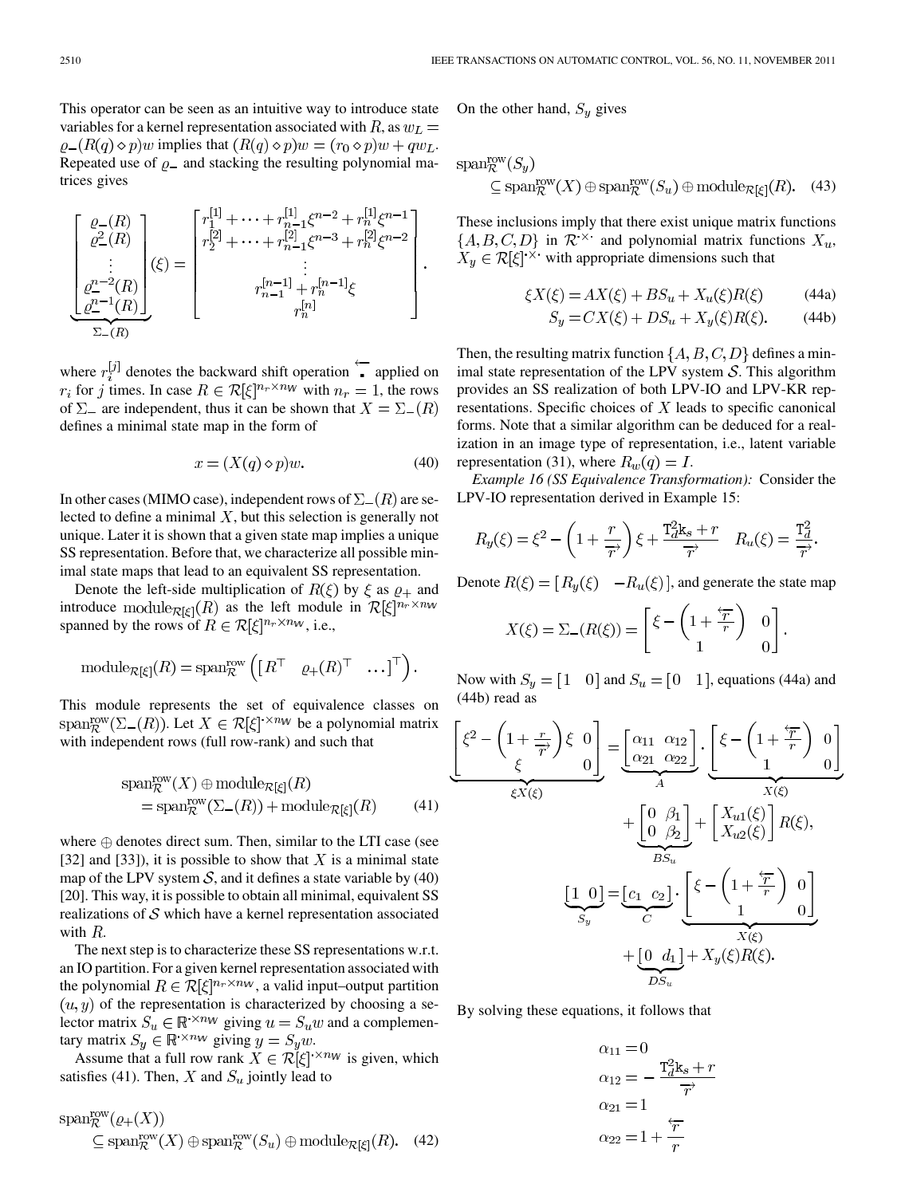This operator can be seen as an intuitive way to introduce state variables for a kernel representation associated with $R$, as $w_L = \varrho_-(R(q) \diamond p)w$ implies that $(R(q) \diamond p)w = (r_0 \diamond p)w + qw_L$. Repeated use of $\varrho_-$ and stacking the resulting polynomial matrices gives

$$\underbrace{\begin{bmatrix} \varrho_-(R) \\ \varrho_-^2(R) \\ \vdots \\ \varrho_-^{n-2}(R) \\ \varrho_-^{n-1}(R) \end{bmatrix}}_{\Sigma_-(R)}(\xi) = \begin{bmatrix} r_1^{[1]} + \cdots + r_{n-1}^{[1]}\xi^{n-2} + r_n^{[1]}\xi^{n-1} \\ r_2^{[2]} + \cdots + r_{n-1}^{[2]}\xi^{n-3} + r_n^{[2]}\xi^{n-2} \\ \vdots \\ r_{n-1}^{[n-1]} + r_n^{[n-1]}\xi \\ r_n^{[n]} \end{bmatrix}.$$

where $r_i^{[j]}$ denotes the backward shift operation $\overleftarrow{\cdot}$ applied on $r_i$ for $j$ times. In case $R \in \mathcal{R}[\xi]^{n_r \times n_W}$ with $n_r = 1$, the rows of $\Sigma_-$ are independent, thus it can be shown that $X = \Sigma_-(R)$ defines a minimal state map in the form of

$$x = (X(q) \diamond p)w. \tag{40}$$

In other cases (MIMO case), independent rows of $\Sigma_-(R)$ are selected to define a minimal $X$, but this selection is generally not unique. Later it is shown that a given state map implies a unique SS representation. Before that, we characterize all possible minimal state maps that lead to an equivalent SS representation.

Denote the left-side multiplication of $R(\xi)$ by $\xi$ as $\varrho_+$ and introduce $\mathrm{module}_{\mathcal{R}[\xi]}(R)$ as the left module in $\mathcal{R}[\xi]^{n_r \times n_W}$ spanned by the rows of $R \in \mathcal{R}[\xi]^{n_r \times n_W}$, i.e.,

$$\mathrm{module}_{\mathcal{R}[\xi]}(R) = \mathrm{span}_{\mathcal{R}}^{\mathrm{row}}\left(\begin{bmatrix} R^\top & \varrho_+(R)^\top & \ldots \end{bmatrix}^\top\right).$$

This module represents the set of equivalence classes on $\mathrm{span}_{\mathcal{R}}^{\mathrm{row}}(\Sigma_-(R))$. Let $X \in \mathcal{R}[\xi]^{\cdot \times n_W}$ be a polynomial matrix with independent rows (full row-rank) and such that

$$\mathrm{span}_{\mathcal{R}}^{\mathrm{row}}(X) \oplus \mathrm{module}_{\mathcal{R}[\xi]}(R) = \mathrm{span}_{\mathcal{R}}^{\mathrm{row}}(\Sigma_-(R)) + \mathrm{module}_{\mathcal{R}[\xi]}(R) \tag{41}$$

where $\oplus$ denotes direct sum. Then, similar to the LTI case (see [32] and [33]), it is possible to show that $X$ is a minimal state map of the LPV system $\mathcal{S}$, and it defines a state variable by (40) [20]. This way, it is possible to obtain all minimal, equivalent SS realizations of $\mathcal{S}$ which have a kernel representation associated with $R$.

The next step is to characterize these SS representations w.r.t. an IO partition. For a given kernel representation associated with the polynomial $R \in \mathcal{R}[\xi]^{n_r \times n_W}$, a valid input–output partition $(u, y)$ of the representation is characterized by choosing a selector matrix $S_u \in \mathbb{R}^{\cdot \times n_W}$ giving $u = S_u w$ and a complementary matrix $S_y \in \mathbb{R}^{\cdot \times n_W}$ giving $y = S_y w$.

Assume that a full row rank $X \in \mathcal{R}[\xi]^{\cdot \times n_W}$ is given, which satisfies (41). Then, $X$ and $S_u$ jointly lead to

$$\mathrm{span}_{\mathcal{R}}^{\mathrm{row}}(\varrho_+(X)) \subseteq \mathrm{span}_{\mathcal{R}}^{\mathrm{row}}(X) \oplus \mathrm{span}_{\mathcal{R}}^{\mathrm{row}}(S_u) \oplus \mathrm{module}_{\mathcal{R}[\xi]}(R). \tag{42}$$

On the other hand, $S_y$ gives

$$\mathrm{span}_{\mathcal{R}}^{\mathrm{row}}(S_y) \subseteq \mathrm{span}_{\mathcal{R}}^{\mathrm{row}}(X) \oplus \mathrm{span}_{\mathcal{R}}^{\mathrm{row}}(S_u) \oplus \mathrm{module}_{\mathcal{R}[\xi]}(R). \tag{43}$$

These inclusions imply that there exist unique matrix functions $\{A, B, C, D\}$ in $\mathcal{R}^{\cdot \times \cdot}$ and polynomial matrix functions $X_u$, $X_y \in \mathcal{R}[\xi]^{\cdot \times \cdot}$ with appropriate dimensions such that

$$\xi X(\xi) = AX(\xi) + BS_u + X_u(\xi)R(\xi) \tag{44a}$$

$$S_y = CX(\xi) + DS_u + X_y(\xi)R(\xi). \tag{44b}$$

Then, the resulting matrix function $\{A, B, C, D\}$ defines a minimal state representation of the LPV system $\mathcal{S}$. This algorithm provides an SS realization of both LPV-IO and LPV-KR representations. Specific choices of $X$ leads to specific canonical forms. Note that a similar algorithm can be deduced for a realization in an image type of representation, i.e., latent variable representation (31), where $R_w(q) = I$.

*Example 16 (SS Equivalence Transformation):* Consider the LPV-IO representation derived in Example 15:

$$R_y(\xi) = \xi^2 - \left(1 + \frac{r}{\overrightarrow{r}}\right)\xi + \frac{\mathtt{T}_d^2\mathtt{k}_s + r}{\overrightarrow{r}} \quad R_u(\xi) = \frac{\mathtt{T}_d^2}{\overrightarrow{r}}.$$

Denote $R(\xi) = \begin{bmatrix} R_y(\xi) & -R_u(\xi) \end{bmatrix}$, and generate the state map

$$X(\xi) = \Sigma_-(R(\xi)) = \begin{bmatrix} \xi - \left(1 + \frac{\overleftarrow{r}}{r}\right) & 0 \\ 1 & 0 \end{bmatrix}.$$

Now with $S_y = \begin{bmatrix} 1 & 0 \end{bmatrix}$ and $S_u = \begin{bmatrix} 0 & 1 \end{bmatrix}$, equations (44a) and (44b) read as

$$\underbrace{\begin{bmatrix} \xi^2 - \left(1 + \frac{r}{\overrightarrow{r}}\right)\xi & 0 \\ \xi & 0 \end{bmatrix}}_{\xi X(\xi)} = \underbrace{\begin{bmatrix} \alpha_{11} & \alpha_{12} \\ \alpha_{21} & \alpha_{22} \end{bmatrix}}_{A} \cdot \underbrace{\begin{bmatrix} \xi - \left(1 + \frac{\overleftarrow{r}}{r}\right) & 0 \\ 1 & 0 \end{bmatrix}}_{X(\xi)} + \underbrace{\begin{bmatrix} 0 & \beta_1 \\ 0 & \beta_2 \end{bmatrix}}_{BS_u} + \begin{bmatrix} X_{u1}(\xi) \\ X_{u2}(\xi) \end{bmatrix} R(\xi),$$

$$\underbrace{\begin{bmatrix} 1 & 0 \end{bmatrix}}_{S_y} = \underbrace{\begin{bmatrix} c_1 & c_2 \end{bmatrix}}_{C} \cdot \underbrace{\begin{bmatrix} \xi - \left(1 + \frac{\overleftarrow{r}}{r}\right) & 0 \\ 1 & 0 \end{bmatrix}}_{X(\xi)} + \underbrace{\begin{bmatrix} 0 & d_1 \end{bmatrix}}_{DS_u} + X_y(\xi)R(\xi).$$

By solving these equations, it follows that

$$\alpha_{11} = 0$$

$$\alpha_{12} = -\frac{\mathtt{T}_d^2\mathtt{k}_s + r}{\overrightarrow{r}}$$

$$\alpha_{21} = 1$$

$$\alpha_{22} = 1 + \frac{\overleftarrow{r}}{r}$$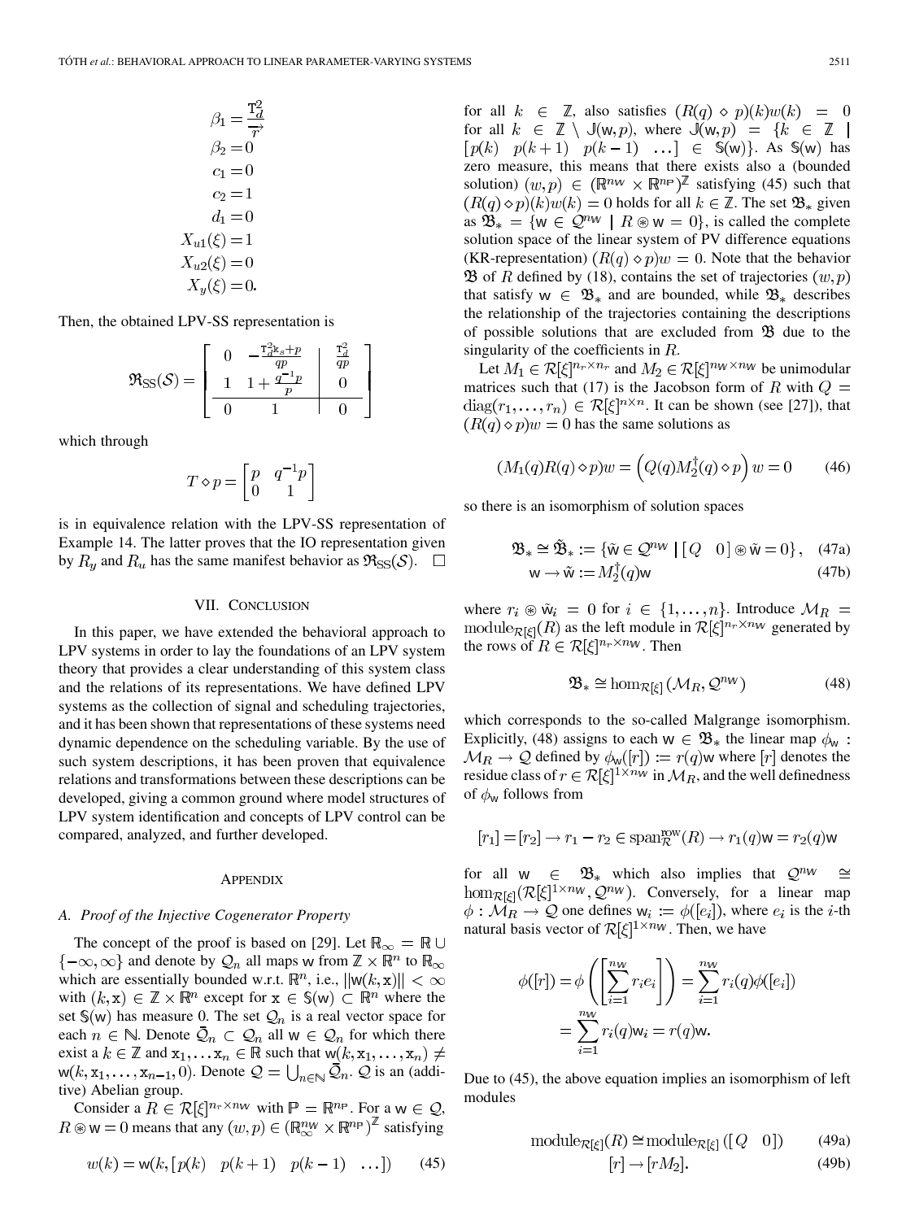$$
\begin{aligned}
\beta_1 &= \frac{\mathrm{T}_d^2}{\tau} \\
\beta_2 &= 0 \\
c_1 &= 0 \\
c_2 &= 1 \\
d_1 &= 0 \\
X_{u1}(\xi) &= 1 \\
X_{u2}(\xi) &= 0 \\
X_y(\xi) &= 0.
\end{aligned}
$$

Then, the obtained LPV-SS representation is

$$
\mathfrak{R}_{\mathrm{SS}}(\mathcal{S}) = \left[\begin{array}{cc|c} 0 & -\frac{\mathrm{T}_d^2 \mathrm{k}_s + p}{qp} & \frac{\mathrm{T}_d^2}{qp} \\ 1 & 1 + \frac{q^{-1}p}{p} & 0 \\ \hline 0 & 1 & 0 \end{array}\right]
$$

which through

$$
T \diamond p = \begin{bmatrix} p & q^{-1}p \\ 0 & 1 \end{bmatrix}
$$

is in equivalence relation with the LPV-SS representation of Example 14. The latter proves that the IO representation given by $R_y$ and $R_u$ has the same manifest behavior as $\mathfrak{R}_{\mathrm{SS}}(\mathcal{S})$. $\square$

## VII. Conclusion

In this paper, we have extended the behavioral approach to LPV systems in order to lay the foundations of an LPV system theory that provides a clear understanding of this system class and the relations of its representations. We have defined LPV systems as the collection of signal and scheduling trajectories, and it has been shown that representations of these systems need dynamic dependence on the scheduling variable. By the use of such system descriptions, it has been proven that equivalence relations and transformations between these descriptions can be developed, giving a common ground where model structures of LPV system identification and concepts of LPV control can be compared, analyzed, and further developed.

## Appendix

### A. Proof of the Injective Cogenerator Property

The concept of the proof is based on [29]. Let $\mathbb{R}_\infty = \mathbb{R} \cup \{-\infty, \infty\}$ and denote by $\mathcal{Q}_n$ all maps $\mathsf{w}$ from $\mathbb{Z} \times \mathbb{R}^n$ to $\mathbb{R}_\infty$ which are essentially bounded w.r.t. $\mathbb{R}^n$, i.e., $\|\mathsf{w}(k, \mathtt{x})\| < \infty$ with $(k, \mathtt{x}) \in \mathbb{Z} \times \mathbb{R}^n$ except for $\mathtt{x} \in \mathbb{S}(\mathsf{w}) \subset \mathbb{R}^n$ where the set $\mathbb{S}(\mathsf{w})$ has measure 0. The set $\mathcal{Q}_n$ is a real vector space for each $n \in \mathbb{N}$. Denote $\bar{\mathcal{Q}}_n \subset \mathcal{Q}_n$ all $\mathsf{w} \in \mathcal{Q}_n$ for which there exist a $k \in \mathbb{Z}$ and $\mathtt{x}_1, \ldots \mathtt{x}_n \in \mathbb{R}$ such that $\mathsf{w}(k, \mathtt{x}_1, \ldots, \mathtt{x}_n) \neq \mathsf{w}(k, \mathtt{x}_1, \ldots, \mathtt{x}_{n-1}, 0)$. Denote $\mathcal{Q} = \bigcup_{n \in \mathbb{N}} \bar{\mathcal{Q}}_n$. $\mathcal{Q}$ is an (additive) Abelian group.

Consider a $R \in \mathcal{R}[\xi]^{n_r \times n_{\mathrm{W}}}$ with $\mathbb{P} = \mathbb{R}^{n_{\mathrm{P}}}$. For a $\mathsf{w} \in \mathcal{Q}$, $R \circledast \mathsf{w} = 0$ means that any $(w, p) \in (\mathbb{R}_\infty^{n_{\mathrm{W}}} \times \mathbb{R}^{n_{\mathrm{P}}})^{\mathbb{Z}}$ satisfying

$$
w(k) = \mathsf{w}(k, [\,p(k) \quad p(k+1) \quad p(k-1) \quad \ldots\,]) \tag{45}
$$

for all $k \in \mathbb{Z}$, also satisfies $(R(q) \diamond p)(k) w(k) = 0$ for all $k \in \mathbb{Z} \setminus \mathbb{J}(\mathsf{w}, p)$, where $\mathbb{J}(\mathsf{w}, p) = \{k \in \mathbb{Z} \mid [\,p(k) \quad p(k+1) \quad p(k-1) \quad \ldots\,] \in \mathbb{S}(\mathsf{w})\}$. As $\mathbb{S}(\mathsf{w})$ has zero measure, this means that there exists also a (bounded solution) $(w, p) \in (\mathbb{R}^{n_{\mathrm{W}}} \times \mathbb{R}^{n_{\mathrm{P}}})^{\mathbb{Z}}$ satisfying (45) such that $(R(q) \diamond p)(k) w(k) = 0$ holds for all $k \in \mathbb{Z}$. The set $\mathfrak{B}_*$ given as $\mathfrak{B}_* = \{\mathsf{w} \in \mathcal{Q}^{n_{\mathrm{W}}} \mid R \circledast \mathsf{w} = 0\}$, is called the complete solution space of the linear system of PV difference equations (KR-representation) $(R(q) \diamond p) w = 0$. Note that the behavior $\mathfrak{B}$ of $R$ defined by (18), contains the set of trajectories $(w, p)$ that satisfy $\mathsf{w} \in \mathfrak{B}_*$ and are bounded, while $\mathfrak{B}_*$ describes the relationship of the trajectories containing the descriptions of possible solutions that are excluded from $\mathfrak{B}$ due to the singularity of the coefficients in $R$.

Let $M_1 \in \mathcal{R}[\xi]^{n_r \times n_r}$ and $M_2 \in \mathcal{R}[\xi]^{n_{\mathrm{W}} \times n_{\mathrm{W}}}$ be unimodular matrices such that (17) is the Jacobson form of $R$ with $Q = \mathrm{diag}(r_1, \ldots, r_n) \in \mathcal{R}[\xi]^{n \times n}$. It can be shown (see [27]), that $(R(q) \diamond p) w = 0$ has the same solutions as

$$
(M_1(q) R(q) \diamond p) w = \left(Q(q) M_2^\dagger(q) \diamond p\right) w = 0 \tag{46}
$$

so there is an isomorphism of solution spaces

$$
\mathfrak{B}_* \cong \tilde{\mathfrak{B}}_* := \{\tilde{\mathsf{w}} \in \mathcal{Q}^{n_{\mathrm{W}}} \mid [\,Q \quad 0\,] \circledast \tilde{\mathsf{w}} = 0\}, \tag{47a}
$$

$$
\mathsf{w} \to \tilde{\mathsf{w}} := M_2^\dagger(q) \mathsf{w} \tag{47b}
$$

where $r_i \circledast \tilde{\mathsf{w}}_i = 0$ for $i \in \{1, \ldots, n\}$. Introduce $\mathcal{M}_R = \mathrm{module}_{\mathcal{R}[\xi]}(R)$ as the left module in $\mathcal{R}[\xi]^{n_r \times n_{\mathrm{W}}}$ generated by the rows of $R \in \mathcal{R}[\xi]^{n_r \times n_{\mathrm{W}}}$. Then

$$
\mathfrak{B}_* \cong \hom_{\mathcal{R}[\xi]}(\mathcal{M}_R, \mathcal{Q}^{n_{\mathrm{W}}}) \tag{48}
$$

which corresponds to the so-called Malgrange isomorphism. Explicitly, (48) assigns to each $\mathsf{w} \in \mathfrak{B}_*$ the linear map $\phi_{\mathsf{w}} : \mathcal{M}_R \to \mathcal{Q}$ defined by $\phi_{\mathsf{w}}([r]) := r(q)\mathsf{w}$ where $[r]$ denotes the residue class of $r \in \mathcal{R}[\xi]^{1 \times n_{\mathrm{W}}}$ in $\mathcal{M}_R$, and the well definedness of $\phi_{\mathsf{w}}$ follows from

$$
[r_1] = [r_2] \to r_1 - r_2 \in \mathrm{span}_{\mathcal{R}}^{\mathrm{row}}(R) \to r_1(q)\mathsf{w} = r_2(q)\mathsf{w}
$$

for all $\mathsf{w} \in \mathfrak{B}_*$ which also implies that $\mathcal{Q}^{n_{\mathrm{W}}} \cong \hom_{\mathcal{R}[\xi]}(\mathcal{R}[\xi]^{1 \times n_{\mathrm{W}}}, \mathcal{Q}^{n_{\mathrm{W}}})$. Conversely, for a linear map $\phi : \mathcal{M}_R \to \mathcal{Q}$ one defines $\mathsf{w}_i := \phi([e_i])$, where $e_i$ is the $i$-th natural basis vector of $\mathcal{R}[\xi]^{1 \times n_{\mathrm{W}}}$. Then, we have

$$
\begin{aligned}
\phi([r]) &= \phi\left(\left[\sum_{i=1}^{n_{\mathrm{W}}} r_i e_i\right]\right) = \sum_{i=1}^{n_{\mathrm{W}}} r_i(q) \phi([e_i]) \\
&= \sum_{i=1}^{n_{\mathrm{W}}} r_i(q) \mathsf{w}_i = r(q)\mathsf{w}.
\end{aligned}
$$

Due to (45), the above equation implies an isomorphism of left modules

$$
\mathrm{module}_{\mathcal{R}[\xi]}(R) \cong \mathrm{module}_{\mathcal{R}[\xi]}([\,Q \quad 0\,]) \tag{49a}
$$

$$
[r] \to [r M_2]. \tag{49b}
$$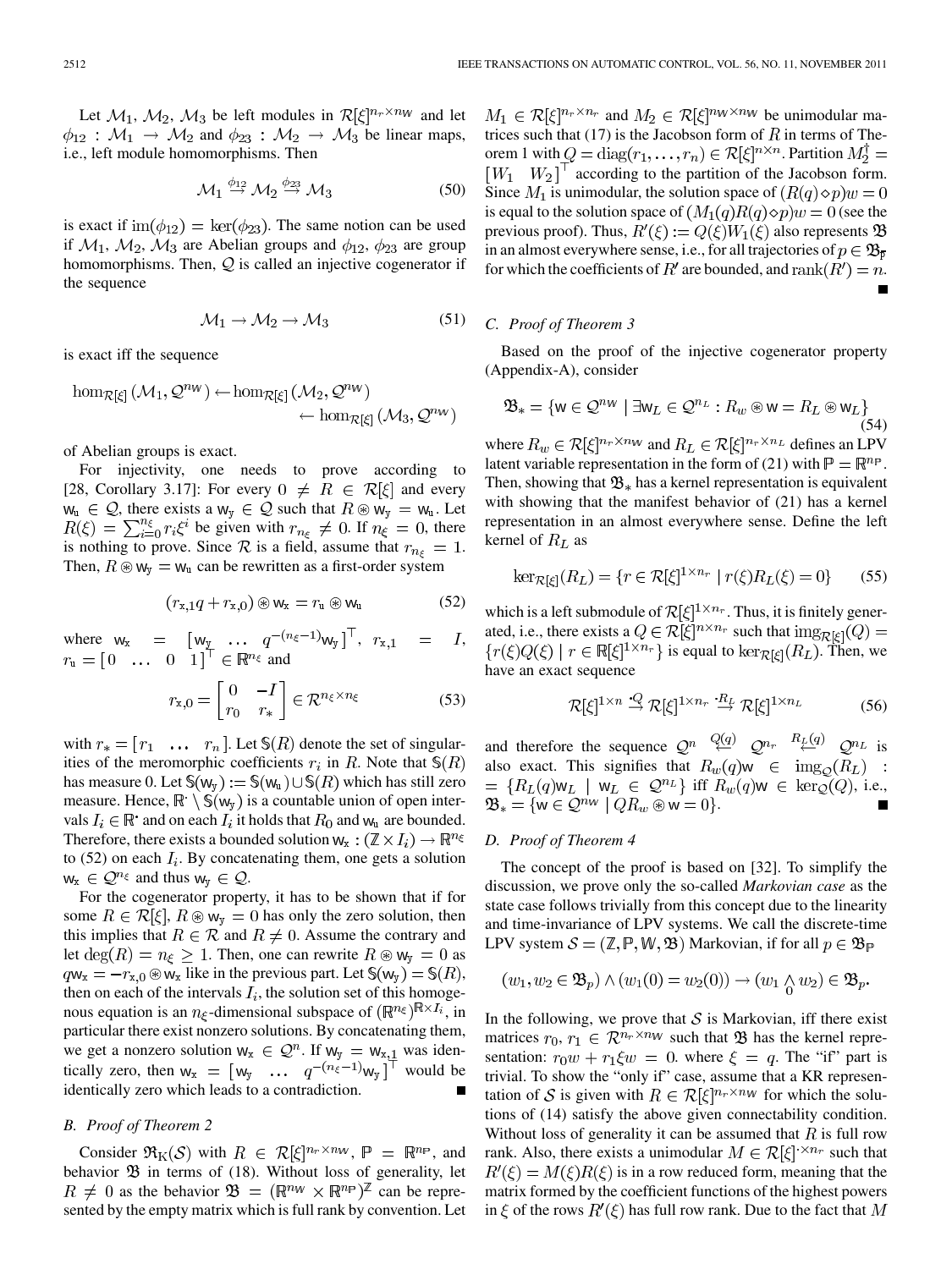Let $\mathcal{M}_1$, $\mathcal{M}_2$, $\mathcal{M}_3$ be left modules in $\mathcal{R}[\xi]^{n_r \times n_\mathbb{W}}$ and let $\phi_{12} : \mathcal{M}_1 \to \mathcal{M}_2$ and $\phi_{23} : \mathcal{M}_2 \to \mathcal{M}_3$ be linear maps, i.e., left module homomorphisms. Then

$$\mathcal{M}_1 \overset{\phi_{12}}{\to} \mathcal{M}_2 \overset{\phi_{23}}{\to} \mathcal{M}_3 \tag{50}$$

is exact if $\operatorname{im}(\phi_{12}) = \ker(\phi_{23})$. The same notion can be used if $\mathcal{M}_1$, $\mathcal{M}_2$, $\mathcal{M}_3$ are Abelian groups and $\phi_{12}$, $\phi_{23}$ are group homomorphisms. Then, $\mathcal{Q}$ is called an injective cogenerator if the sequence

$$\mathcal{M}_1 \to \mathcal{M}_2 \to \mathcal{M}_3 \tag{51}$$

is exact iff the sequence

$$\hom_{\mathcal{R}[\xi]}(\mathcal{M}_1, \mathcal{Q}^{n_\mathbb{W}}) \leftarrow \hom_{\mathcal{R}[\xi]}(\mathcal{M}_2, \mathcal{Q}^{n_\mathbb{W}}) \leftarrow \hom_{\mathcal{R}[\xi]}(\mathcal{M}_3, \mathcal{Q}^{n_\mathbb{W}})$$

of Abelian groups is exact.

For injectivity, one needs to prove according to [28, Corollary 3.17]: For every $0 \neq R \in \mathcal{R}[\xi]$ and every $\mathsf{w}_\mathrm{u} \in \mathcal{Q}$, there exists a $\mathsf{w}_\mathrm{y} \in \mathcal{Q}$ such that $R \circledast \mathsf{w}_\mathrm{y} = \mathsf{w}_\mathrm{u}$. Let $R(\xi) = \sum_{i=0}^{n_\xi} r_i \xi^i$ be given with $r_{n_\xi} \neq 0$. If $n_\xi = 0$, there is nothing to prove. Since $\mathcal{R}$ is a field, assume that $r_{n_\xi} = 1$. Then, $R \circledast \mathsf{w}_\mathrm{y} = \mathsf{w}_\mathrm{u}$ can be rewritten as a first-order system

$$(r_{\mathrm{x},1} q + r_{\mathrm{x},0}) \circledast \mathsf{w}_\mathrm{x} = r_\mathrm{u} \circledast \mathsf{w}_\mathrm{u} \tag{52}$$

where $\mathsf{w}_\mathrm{x} = \begin{bmatrix} \mathsf{w}_\mathrm{y} & \ldots & q^{-(n_\xi - 1)}\mathsf{w}_\mathrm{y} \end{bmatrix}^\top$, $r_{\mathrm{x},1} = I$, $r_\mathrm{u} = \begin{bmatrix} 0 & \ldots & 0 & 1 \end{bmatrix}^\top \in \mathbb{R}^{n_\xi}$ and

$$r_{\mathrm{x},0} = \begin{bmatrix} 0 & -I \\ r_0 & r_* \end{bmatrix} \in \mathcal{R}^{n_\xi \times n_\xi} \tag{53}$$

with $r_* = \begin{bmatrix} r_1 & \ldots & r_n \end{bmatrix}$. Let $\mathbb{S}(R)$ denote the set of singularities of the meromorphic coefficients $r_i$ in $R$. Note that $\mathbb{S}(R)$ has measure 0. Let $\mathbb{S}(\mathsf{w}_\mathrm{y}) := \mathbb{S}(\mathsf{w}_\mathrm{u}) \cup \mathbb{S}(R)$ which has still zero measure. Hence, $\mathbb{R}^\cdot \setminus \mathbb{S}(\mathsf{w}_\mathrm{y})$ is a countable union of open intervals $I_i \in \mathbb{R}^\cdot$ and on each $I_i$ it holds that $R_0$ and $\mathsf{w}_\mathrm{u}$ are bounded. Therefore, there exists a bounded solution $\mathsf{w}_\mathrm{x} : (\mathbb{Z} \times I_i) \to \mathbb{R}^{n_\xi}$ to (52) on each $I_i$. By concatenating them, one gets a solution $\mathsf{w}_\mathrm{x} \in \mathcal{Q}^{n_\xi}$ and thus $\mathsf{w}_\mathrm{y} \in \mathcal{Q}$.

For the cogenerator property, it has to be shown that if for some $R \in \mathcal{R}[\xi]$, $R \circledast \mathsf{w}_\mathrm{y} = 0$ has only the zero solution, then this implies that $R \in \mathcal{R}$ and $R \neq 0$. Assume the contrary and let $\deg(R) = n_\xi \geq 1$. Then, one can rewrite $R \circledast \mathsf{w}_\mathrm{y} = 0$ as $q \mathsf{w}_\mathrm{x} = -r_{\mathrm{x},0} \circledast \mathsf{w}_\mathrm{x}$ like in the previous part. Let $\mathbb{S}(\mathsf{w}_\mathrm{y}) = \mathbb{S}(R)$, then on each of the intervals $I_i$, the solution set of this homogeneous equation is an $n_\xi$-dimensional subspace of $(\mathbb{R}^{n_\xi})^{\mathbb{R} \times I_i}$, in particular there exist nonzero solutions. By concatenating them, we get a nonzero solution $\mathsf{w}_\mathrm{x} \in \mathcal{Q}^n$. If $\mathsf{w}_\mathrm{y} = \mathsf{w}_{\mathrm{x},1}$ was identically zero, then $\mathsf{w}_\mathrm{x} = \begin{bmatrix} \mathsf{w}_\mathrm{y} & \ldots & q^{-(n_\xi - 1)}\mathsf{w}_\mathrm{y} \end{bmatrix}^\top$ would be identically zero which leads to a contradiction. ∎

### B. Proof of Theorem 2

Consider $\mathfrak{R}_\mathrm{K}(\mathcal{S})$ with $R \in \mathcal{R}[\xi]^{n_r \times n_\mathbb{W}}$, $\mathbb{P} = \mathbb{R}^{n_\mathbb{P}}$, and behavior $\mathfrak{B}$ in terms of (18). Without loss of generality, let $R \neq 0$ as the behavior $\mathfrak{B} = (\mathbb{R}^{n_\mathbb{W}} \times \mathbb{R}^{n_\mathbb{P}})^\mathbb{Z}$ can be represented by the empty matrix which is full rank by convention. Let $M_1 \in \mathcal{R}[\xi]^{n_r \times n_r}$ and $M_2 \in \mathcal{R}[\xi]^{n_\mathbb{W} \times n_\mathbb{W}}$ be unimodular matrices such that (17) is the Jacobson form of $R$ in terms of Theorem 1 with $Q = \operatorname{diag}(r_1, \ldots, r_n) \in \mathcal{R}[\xi]^{n \times n}$. Partition $M_2^\dagger = \begin{bmatrix} W_1 & W_2 \end{bmatrix}^\top$ according to the partition of the Jacobson form. Since $M_1$ is unimodular, the solution space of $(R(q) \diamond p)w = 0$ is equal to the solution space of $(M_1(q)R(q) \diamond p)w = 0$ (see the previous proof). Thus, $R'(\xi) := Q(\xi)W_1(\xi)$ also represents $\mathfrak{B}$ in an almost everywhere sense, i.e., for all trajectories of $p \in \mathfrak{B}_\mathbb{P}$ for which the coefficients of $R'$ are bounded, and $\operatorname{rank}(R') = n$. ∎

### C. Proof of Theorem 3

Based on the proof of the injective cogenerator property (Appendix-A), consider

$$\mathfrak{B}_* = \{\mathsf{w} \in \mathcal{Q}^{n_\mathbb{W}} \mid \exists \mathsf{w}_L \in \mathcal{Q}^{n_L} : R_w \circledast \mathsf{w} = R_L \circledast \mathsf{w}_L\} \tag{54}$$

where $R_w \in \mathcal{R}[\xi]^{n_r \times n_\mathbb{W}}$ and $R_L \in \mathcal{R}[\xi]^{n_r \times n_L}$ defines an LPV latent variable representation in the form of (21) with $\mathbb{P} = \mathbb{R}^{n_\mathbb{P}}$. Then, showing that $\mathfrak{B}_*$ has a kernel representation is equivalent with showing that the manifest behavior of (21) has a kernel representation in an almost everywhere sense. Define the left kernel of $R_L$ as

$$\ker_{\mathcal{R}[\xi]}(R_L) = \{r \in \mathcal{R}[\xi]^{1 \times n_r} \mid r(\xi)R_L(\xi) = 0\} \tag{55}$$

which is a left submodule of $\mathcal{R}[\xi]^{1 \times n_r}$. Thus, it is finitely generated, i.e., there exists a $Q \in \mathcal{R}[\xi]^{n \times n_r}$ such that $\operatorname{img}_{\mathcal{R}[\xi]}(Q) = \{r(\xi)Q(\xi) \mid r \in \mathbb{R}[\xi]^{1 \times n}\}$ is equal to $\ker_{\mathcal{R}[\xi]}(R_L)$. Then, we have an exact sequence

$$\mathcal{R}[\xi]^{1 \times n} \overset{\cdot Q}{\to} \mathcal{R}[\xi]^{1 \times n_r} \overset{\cdot R_L}{\to} \mathcal{R}[\xi]^{1 \times n_L} \tag{56}$$

and therefore the sequence $\mathcal{Q}^n \overset{Q(q)}{\leftarrow} \mathcal{Q}^{n_r} \overset{R_L(q)}{\leftarrow} \mathcal{Q}^{n_L}$ is also exact. This signifies that $R_w(q)\mathsf{w} \in \operatorname{img}_\mathcal{Q}(R_L) := \{R_L(q)\mathsf{w}_L \mid \mathsf{w}_L \in \mathcal{Q}^{n_L}\}$ iff $R_w(q)\mathsf{w} \in \ker_\mathcal{Q}(Q)$, i.e., $\mathfrak{B}_* = \{\mathsf{w} \in \mathcal{Q}^{n_\mathbb{W}} \mid QR_w \circledast \mathsf{w} = 0\}$. ∎

### D. Proof of Theorem 4

The concept of the proof is based on [32]. To simplify the discussion, we prove only the so-called *Markovian case* as the state case follows trivially from this concept due to the linearity and time-invariance of LPV systems. We call the discrete-time LPV system $\mathcal{S} = (\mathbb{Z}, \mathbb{P}, \mathbb{W}, \mathfrak{B})$ Markovian, if for all $p \in \mathfrak{B}_\mathbb{P}$

$$(w_1, w_2 \in \mathfrak{B}_p) \wedge (w_1(0) = w_2(0)) \to (w_1 \underset{0}{\wedge} w_2) \in \mathfrak{B}_p.$$

In the following, we prove that $\mathcal{S}$ is Markovian, iff there exist matrices $r_0, r_1 \in \mathcal{R}^{n_r \times n_\mathbb{W}}$ such that $\mathfrak{B}$ has the kernel representation: $r_0 w + r_1 \xi w = 0$. where $\xi = q$. The "if" part is trivial. To show the "only if" case, assume that a KR representation of $\mathcal{S}$ is given with $R \in \mathcal{R}[\xi]^{n_r \times n_\mathbb{W}}$ for which the solutions of (14) satisfy the above given connectability condition. Without loss of generality it can be assumed that $R$ is full row rank. Also, there exists a unimodular $M \in \mathcal{R}[\xi]^{\cdot \times n_r}$ such that $R'(\xi) = M(\xi)R(\xi)$ is in a row reduced form, meaning that the matrix formed by the coefficient functions of the highest powers in $\xi$ of the rows $R'(\xi)$ has full row rank. Due to the fact that $M$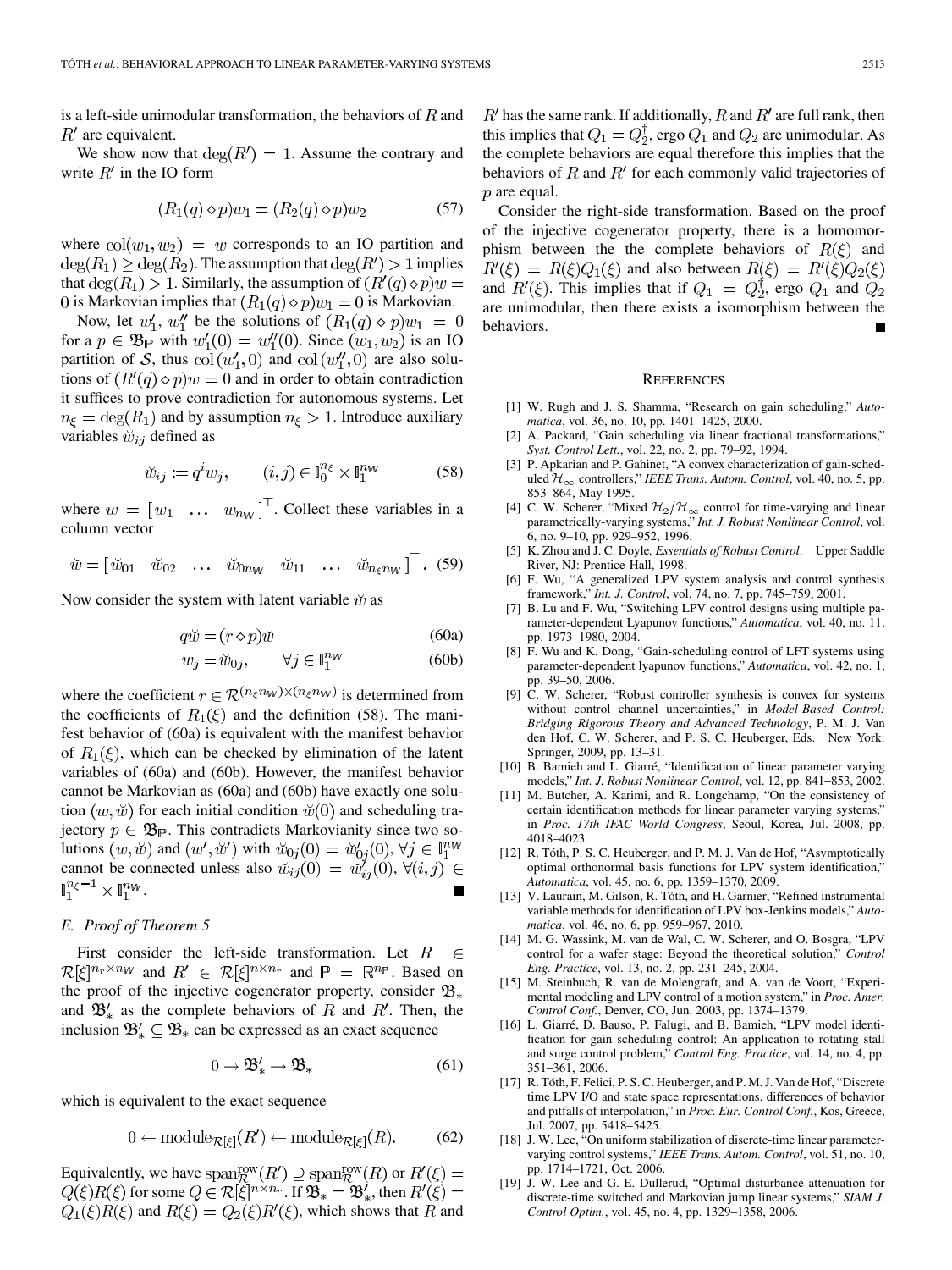is a left-side unimodular transformation, the behaviors of $R$ and $R'$ are equivalent.

We show now that $\deg(R') = 1$. Assume the contrary and write $R'$ in the IO form

$$(R_1(q) \diamond p)w_1 = (R_2(q) \diamond p)w_2 \tag{57}$$

where $\operatorname{col}(w_1, w_2) = w$ corresponds to an IO partition and $\deg(R_1) \geq \deg(R_2)$. The assumption that $\deg(R') > 1$ implies that $\deg(R_1) > 1$. Similarly, the assumption of $(R'(q) \diamond p)w = 0$ is Markovian implies that $(R_1(q) \diamond p)w_1 = 0$ is Markovian.

Now, let $w_1'$, $w_1''$ be the solutions of $(R_1(q) \diamond p)w_1 = 0$ for a $p \in \mathfrak{B}_{\mathbb{P}}$ with $w_1'(0) = w_1''(0)$. Since $(w_1, w_2)$ is an IO partition of $\mathcal{S}$, thus $\operatorname{col}(w_1', 0)$ and $\operatorname{col}(w_1'', 0)$ are also solutions of $(R'(q) \diamond p)w = 0$ and in order to obtain contradiction it suffices to prove contradiction for autonomous systems. Let $n_\xi = \deg(R_1)$ and by assumption $n_\xi > 1$. Introduce auxiliary variables $\breve{w}_{ij}$ defined as

$$\breve{w}_{ij} := q^i w_j, \qquad (i,j) \in \mathbb{I}_0^{n_\xi} \times \mathbb{I}_1^{n_{\mathrm{W}}} \tag{58}$$

where $w = \begin{bmatrix} w_1 & \ldots & w_{n_{\mathrm{W}}} \end{bmatrix}^\top$. Collect these variables in a column vector

$$\breve{w} = \begin{bmatrix} \breve{w}_{01} & \breve{w}_{02} & \ldots & \breve{w}_{0n_{\mathrm{W}}} & \breve{w}_{11} & \ldots & \breve{w}_{n_\xi n_{\mathrm{W}}} \end{bmatrix}^\top. \tag{59}$$

Now consider the system with latent variable $\breve{w}$ as

$$q\breve{w} = (r \diamond p)\breve{w} \tag{60a}$$

$$w_j = \breve{w}_{0j}, \qquad \forall j \in \mathbb{I}_1^{n_{\mathrm{W}}} \tag{60b}$$

where the coefficient $r \in \mathcal{R}^{(n_\xi n_{\mathrm{W}}) \times (n_\xi n_{\mathrm{W}})}$ is determined from the coefficients of $R_1(\xi)$ and the definition (58). The manifest behavior of (60a) is equivalent with the manifest behavior of $R_1(\xi)$, which can be checked by elimination of the latent variables of (60a) and (60b). However, the manifest behavior cannot be Markovian as (60a) and (60b) have exactly one solution $(w, \breve{w})$ for each initial condition $\breve{w}(0)$ and scheduling trajectory $p \in \mathfrak{B}_{\mathbb{P}}$. This contradicts Markovianity since two solutions $(w, \breve{w})$ and $(w', \breve{w}')$ with $\breve{w}_{0j}(0) = \breve{w}_{0j}'(0), \forall j \in \mathbb{I}_1^{n_{\mathrm{W}}}$ cannot be connected unless also $\breve{w}_{ij}(0) = \breve{w}_{ij}'(0), \forall (i,j) \in \mathbb{I}_1^{n_\xi - 1} \times \mathbb{I}_1^{n_{\mathrm{W}}}$. ■

### E. Proof of Theorem 5

First consider the left-side transformation. Let $R \in \mathcal{R}[\xi]^{n_r \times n_{\mathrm{W}}}$ and $R' \in \mathcal{R}[\xi]^{n \times n_r}$ and $\mathbb{P} = \mathbb{R}^{n_{\mathrm{P}}}$. Based on the proof of the injective cogenerator property, consider $\mathfrak{B}_*$ and $\mathfrak{B}_*'$ as the complete behaviors of $R$ and $R'$. Then, the inclusion $\mathfrak{B}_*' \subseteq \mathfrak{B}_*$ can be expressed as an exact sequence

$$0 \rightarrow \mathfrak{B}_*' \rightarrow \mathfrak{B}_* \tag{61}$$

which is equivalent to the exact sequence

$$0 \leftarrow \operatorname{module}_{\mathcal{R}[\xi]}(R') \leftarrow \operatorname{module}_{\mathcal{R}[\xi]}(R). \tag{62}$$

Equivalently, we have $\operatorname{span}_{\mathcal{R}}^{\mathrm{row}}(R') \supseteq \operatorname{span}_{\mathcal{R}}^{\mathrm{row}}(R)$ or $R'(\xi) = Q(\xi)R(\xi)$ for some $Q \in \mathcal{R}[\xi]^{n \times n_r}$. If $\mathfrak{B}_* = \mathfrak{B}_*'$, then $R'(\xi) = Q_1(\xi)R(\xi)$ and $R(\xi) = Q_2(\xi)R'(\xi)$, which shows that $R$ and $R'$ has the same rank. If additionally, $R$ and $R'$ are full rank, then this implies that $Q_1 = Q_2^\dagger$, ergo $Q_1$ and $Q_2$ are unimodular. As the complete behaviors are equal therefore this implies that the behaviors of $R$ and $R'$ for each commonly valid trajectories of $p$ are equal.

Consider the right-side transformation. Based on the proof of the injective cogenerator property, there is a homomorphism between the the complete behaviors of $R(\xi)$ and $R'(\xi) = R(\xi)Q_1(\xi)$ and also between $R(\xi) = R'(\xi)Q_2(\xi)$ and $R'(\xi)$. This implies that if $Q_1 = Q_2^\dagger$, ergo $Q_1$ and $Q_2$ are unimodular, then there exists a isomorphism between the behaviors. ■

## References

[1] W. Rugh and J. S. Shamma, "Research on gain scheduling," *Automatica*, vol. 36, no. 10, pp. 1401–1425, 2000.

[2] A. Packard, "Gain scheduling via linear fractional transformations," *Syst. Control Lett.*, vol. 22, no. 2, pp. 79–92, 1994.

[3] P. Apkarian and P. Gahinet, "A convex characterization of gain-scheduled $\mathcal{H}_\infty$ controllers," *IEEE Trans. Autom. Control*, vol. 40, no. 5, pp. 853–864, May 1995.

[4] C. W. Scherer, "Mixed $\mathcal{H}_2/\mathcal{H}_\infty$ control for time-varying and linear parametrically-varying systems," *Int. J. Robust Nonlinear Control*, vol. 6, no. 9–10, pp. 929–952, 1996.

[5] K. Zhou and J. C. Doyle*, Essentials of Robust Control*. Upper Saddle River, NJ: Prentice-Hall, 1998.

[6] F. Wu, "A generalized LPV system analysis and control synthesis framework," *Int. J. Control*, vol. 74, no. 7, pp. 745–759, 2001.

[7] B. Lu and F. Wu, "Switching LPV control designs using multiple parameter-dependent Lyapunov functions," *Automatica*, vol. 40, no. 11, pp. 1973–1980, 2004.

[8] F. Wu and K. Dong, "Gain-scheduling control of LFT systems using parameter-dependent lyapunov functions," *Automatica*, vol. 42, no. 1, pp. 39–50, 2006.

[9] C. W. Scherer, "Robust controller synthesis is convex for systems without control channel uncertainties," in *Model-Based Control: Bridging Rigorous Theory and Advanced Technology*, P. M. J. Van den Hof, C. W. Scherer, and P. S. C. Heuberger, Eds. New York: Springer, 2009, pp. 13–31.

[10] B. Bamieh and L. Giarré, "Identification of linear parameter varying models," *Int. J. Robust Nonlinear Control*, vol. 12, pp. 841–853, 2002.

[11] M. Butcher, A. Karimi, and R. Longchamp, "On the consistency of certain identification methods for linear parameter varying systems," in *Proc. 17th IFAC World Congress*, Seoul, Korea, Jul. 2008, pp. 4018–4023.

[12] R. Tóth, P. S. C. Heuberger, and P. M. J. Van de Hof, "Asymptotically optimal orthonormal basis functions for LPV system identification," *Automatica*, vol. 45, no. 6, pp. 1359–1370, 2009.

[13] V. Laurain, M. Gilson, R. Tóth, and H. Garnier, "Refined instrumental variable methods for identification of LPV box-Jenkins models," *Automatica*, vol. 46, no. 6, pp. 959–967, 2010.

[14] M. G. Wassink, M. van de Wal, C. W. Scherer, and O. Bosgra, "LPV control for a wafer stage: Beyond the theoretical solution," *Control Eng. Practice*, vol. 13, no. 2, pp. 231–245, 2004.

[15] M. Steinbuch, R. van de Molengraft, and A. van de Voort, "Experimental modeling and LPV control of a motion system," in *Proc. Amer. Control Conf.*, Denver, CO, Jun. 2003, pp. 1374–1379.

[16] L. Giarré, D. Bauso, P. Falugi, and B. Bamieh, "LPV model identification for gain scheduling control: An application to rotating stall and surge control problem," *Control Eng. Practice*, vol. 14, no. 4, pp. 351–361, 2006.

[17] R. Tóth, F. Felici, P. S. C. Heuberger, and P. M. J. Van de Hof, "Discrete time LPV I/O and state space representations, differences of behavior and pitfalls of interpolation," in *Proc. Eur. Control Conf.*, Kos, Greece, Jul. 2007, pp. 5418–5425.

[18] J. W. Lee, "On uniform stabilization of discrete-time linear parameter-varying control systems," *IEEE Trans. Autom. Control*, vol. 51, no. 10, pp. 1714–1721, Oct. 2006.

[19] J. W. Lee and G. E. Dullerud, "Optimal disturbance attenuation for discrete-time switched and Markovian jump linear systems," *SIAM J. Control Optim.*, vol. 45, no. 4, pp. 1329–1358, 2006.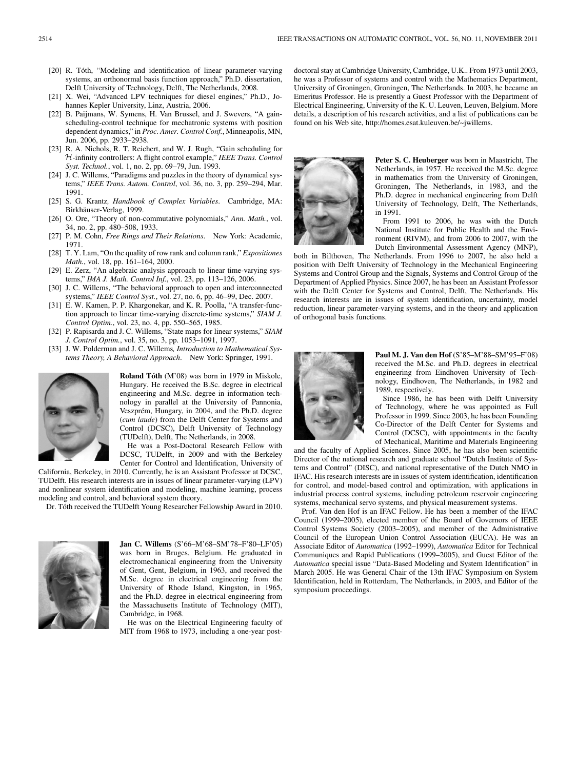[20] R. Tóth, "Modeling and identification of linear parameter-varying systems, an orthonormal basis function approach," Ph.D. dissertation, Delft University of Technology, Delft, The Netherlands, 2008.

[21] X. Wei, "Advanced LPV techniques for diesel engines," Ph.D., Johannes Kepler University, Linz, Austria, 2006.

[22] B. Paijmans, W. Symens, H. Van Brussel, and J. Swevers, "A gain-scheduling-control technique for mechatronic systems with position dependent dynamics," in *Proc. Amer. Control Conf.*, Minneapolis, MN, Jun. 2006, pp. 2933–2938.

[23] R. A. Nichols, R. T. Reichert, and W. J. Rugh, "Gain scheduling for $\mathcal{H}$-infinity controllers: A flight control example," *IEEE Trans. Control Syst. Technol.*, vol. 1, no. 2, pp. 69–79, Jun. 1993.

[24] J. C. Willems, "Paradigms and puzzles in the theory of dynamical systems," *IEEE Trans. Autom. Control*, vol. 36, no. 3, pp. 259–294, Mar. 1991.

[25] S. G. Krantz, *Handbook of Complex Variables*. Cambridge, MA: Birkhäuser-Verlag, 1999.

[26] O. Ore, "Theory of non-commutative polynomials," *Ann. Math.*, vol. 34, no. 2, pp. 480–508, 1933.

[27] P. M. Cohn, *Free Rings and Their Relations*. New York: Academic, 1971.

[28] T. Y. Lam, "On the quality of row rank and column rank," *Expositiones Math.*, vol. 18, pp. 161–164, 2000.

[29] E. Zerz, "An algebraic analysis approach to linear time-varying systems," *IMA J. Math. Control Inf.*, vol. 23, pp. 113–126, 2006.

[30] J. C. Willems, "The behavioral approach to open and interconnected systems," *IEEE Control Syst.*, vol. 27, no. 6, pp. 46–99, Dec. 2007.

[31] E. W. Kamen, P. P. Khargonekar, and K. R. Poolla, "A transfer-function approach to linear time-varying discrete-time systems," *SIAM J. Control Optim.*, vol. 23, no. 4, pp. 550–565, 1985.

[32] P. Rapisarda and J. C. Willems, "State maps for linear systems," *SIAM J. Control Optim.*, vol. 35, no. 3, pp. 1053–1091, 1997.

[33] J. W. Polderman and J. C. Willems, *Introduction to Mathematical Systems Theory, A Behavioral Approach*. New York: Springer, 1991.

**Roland Tóth** (M'08) was born in 1979 in Miskolc, Hungary. He received the B.Sc. degree in electrical engineering and M.Sc. degree in information technology in parallel at the University of Pannonia, Veszprém, Hungary, in 2004, and the Ph.D. degree (*cum laude*) from the Delft Center for Systems and Control (DCSC), Delft University of Technology (TUDelft), Delft, The Netherlands, in 2008.

He was a Post-Doctoral Research Fellow with DCSC, TUDelft, in 2009 and with the Berkeley Center for Control and Identification, University of California, Berkeley, in 2010. Currently, he is an Assistant Professor at DCSC, TUDelft. His research interests are in issues of linear parameter-varying (LPV) and nonlinear system identification and modeling, machine learning, process modeling and control, and behavioral system theory.

Dr. Tóth received the TUDelft Young Researcher Fellowship Award in 2010.

**Jan C. Willems** (S'66–M'68–SM'78–F'80–LF'05) was born in Bruges, Belgium. He graduated in electromechanical engineering from the University of Gent, Gent, Belgium, in 1963, and received the M.Sc. degree in electrical engineering from the University of Rhode Island, Kingston, in 1965, and the Ph.D. degree in electrical engineering from the Massachusetts Institute of Technology (MIT), Cambridge, in 1968.

He was on the Electrical Engineering faculty of MIT from 1968 to 1973, including a one-year postdoctoral stay at Cambridge University, Cambridge, U.K.. From 1973 until 2003, he was a Professor of systems and control with the Mathematics Department, University of Groningen, Groningen, The Netherlands. In 2003, he became an Emeritus Professor. He is presently a Guest Professor with the Department of Electrical Engineering, University of the K. U. Leuven, Leuven, Belgium. More details, a description of his research activities, and a list of publications can be found on his Web site, http://homes.esat.kuleuven.be/~jwillems.

**Peter S. C. Heuberger** was born in Maastricht, The Netherlands, in 1957. He received the M.Sc. degree in mathematics from the University of Groningen, Groningen, The Netherlands, in 1983, and the Ph.D. degree in mechanical engineering from Delft University of Technology, Delft, The Netherlands, in 1991.

From 1991 to 2006, he was with the Dutch National Institute for Public Health and the Environment (RIVM), and from 2006 to 2007, with the Dutch Environmental Assessment Agency (MNP), both in Bilthoven, The Netherlands. From 1996 to 2007, he also held a position with Delft University of Technology in the Mechanical Engineering Systems and Control Group and the Signals, Systems and Control Group of the Department of Applied Physics. Since 2007, he has been an Assistant Professor with the Delft Center for Systems and Control, Delft, The Netherlands. His research interests are in issues of system identification, uncertainty, model reduction, linear parameter-varying systems, and in the theory and application of orthogonal basis functions.

**Paul M. J. Van den Hof** (S'85–M'88–SM'95–F'08) received the M.Sc. and Ph.D. degrees in electrical engineering from Eindhoven University of Technology, Eindhoven, The Netherlands, in 1982 and 1989, respectively.

Since 1986, he has been with Delft University of Technology, where he was appointed as Full Professor in 1999. Since 2003, he has been Founding Co-Director of the Delft Center for Systems and Control (DCSC), with appointments in the faculty of Mechanical, Maritime and Materials Engineering and the faculty of Applied Sciences. Since 2005, he has also been scientific Director of the national research and graduate school "Dutch Institute of Systems and Control" (DISC), and national representative of the Dutch NMO in IFAC. His research interests are in issues of system identification, identification for control, and model-based control and optimization, with applications in industrial process control systems, including petroleum reservoir engineering systems, mechanical servo systems, and physical measurement systems.

Prof. Van den Hof is an IFAC Fellow. He has been a member of the IFAC Council (1999–2005), elected member of the Board of Governors of IEEE Control Systems Society (2003–2005), and member of the Administrative Council of the European Union Control Association (EUCA). He was an Associate Editor of *Automatica* (1992–1999), *Automatica* Editor for Technical Communiques and Rapid Publications (1999–2005), and Guest Editor of the *Automatica* special issue "Data-Based Modeling and System Identification" in March 2005. He was General Chair of the 13th IFAC Symposium on System Identification, held in Rotterdam, The Netherlands, in 2003, and Editor of the symposium proceedings.